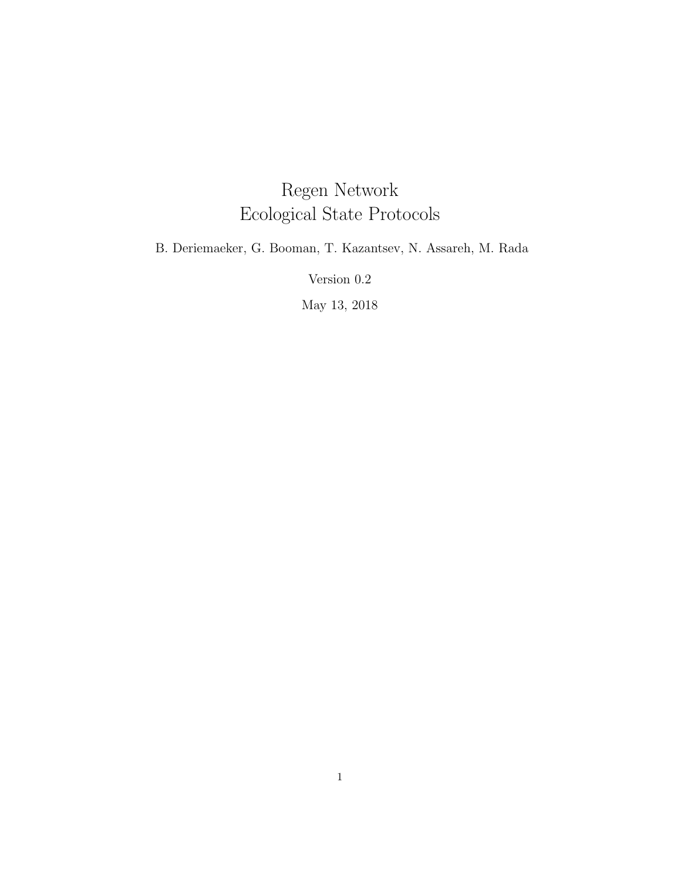# Regen Network
# Ecological State Protocols

B. Deriemaeker, G. Booman, T. Kazantsev, N. Assareh, M. Rada

Version 0.2

May 13, 2018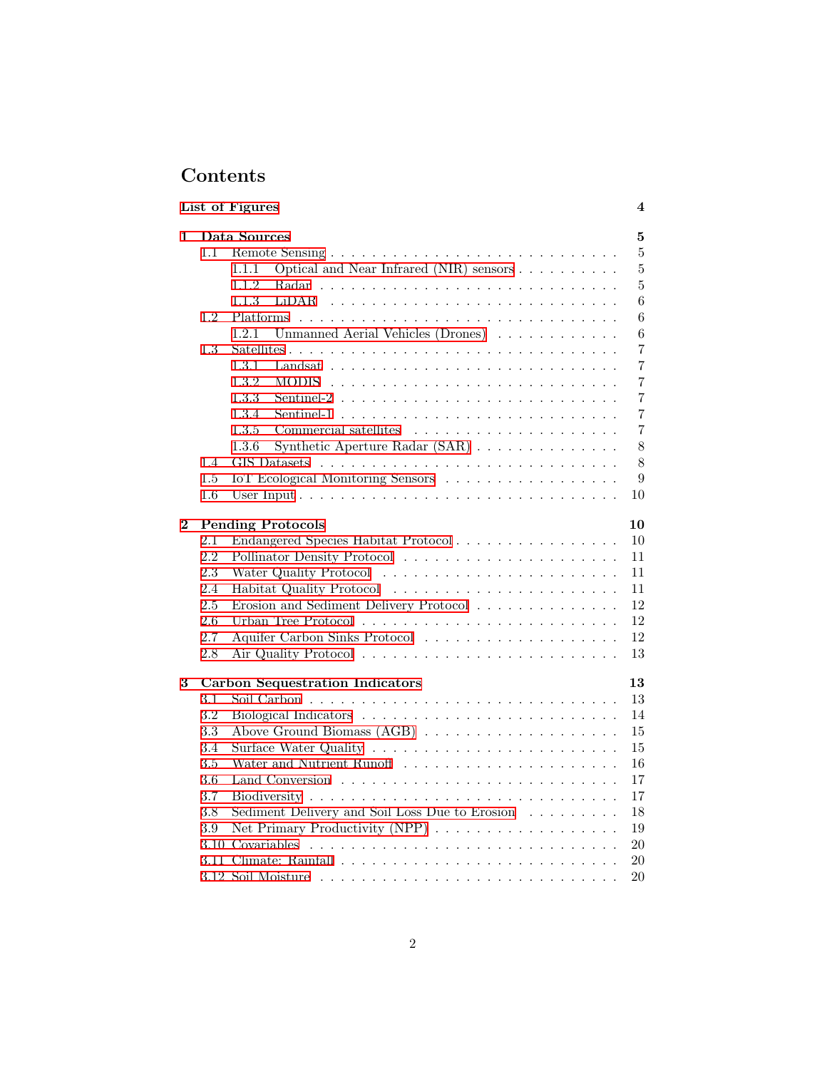# Contents

**List of Figures** **4**

**1 Data Sources** **5**

- 1.1 Remote Sensing . . . . . 5
  - 1.1.1 Optical and Near Infrared (NIR) sensors . . . . . 5
  - 1.1.2 Radar . . . . . 5
  - 1.1.3 LiDAR . . . . . 6
- 1.2 Platforms . . . . . 6
  - 1.2.1 Unmanned Aerial Vehicles (Drones) . . . . . 6
- 1.3 Satellites . . . . . 7
  - 1.3.1 Landsat . . . . . 7
  - 1.3.2 MODIS . . . . . 7
  - 1.3.3 Sentinel-2 . . . . . 7
  - 1.3.4 Sentinel-1 . . . . . 7
  - 1.3.5 Commercial satellites . . . . . 7
  - 1.3.6 Synthetic Aperture Radar (SAR) . . . . . 8
- 1.4 GIS Datasets . . . . . 8
- 1.5 IoT Ecological Monitoring Sensors . . . . . 9
- 1.6 User Input . . . . . 10

**2 Pending Protocols** **10**

- 2.1 Endangered Species Habitat Protocol . . . . . 10
- 2.2 Pollinator Density Protocol . . . . . 11
- 2.3 Water Quality Protocol . . . . . 11
- 2.4 Habitat Quality Protocol . . . . . 11
- 2.5 Erosion and Sediment Delivery Protocol . . . . . 12
- 2.6 Urban Tree Protocol . . . . . 12
- 2.7 Aquifer Carbon Sinks Protocol . . . . . 12
- 2.8 Air Quality Protocol . . . . . 13

**3 Carbon Sequestration Indicators** **13**

- 3.1 Soil Carbon . . . . . 13
- 3.2 Biological Indicators . . . . . 14
- 3.3 Above Ground Biomass (AGB) . . . . . 15
- 3.4 Surface Water Quality . . . . . 15
- 3.5 Water and Nutrient Runoff . . . . . 16
- 3.6 Land Conversion . . . . . 17
- 3.7 Biodiversity . . . . . 17
- 3.8 Sediment Delivery and Soil Loss Due to Erosion . . . . . 18
- 3.9 Net Primary Productivity (NPP) . . . . . 19
- 3.10 Covariables . . . . . 20
- 3.11 Climate: Rainfall . . . . . 20
- 3.12 Soil Moisture . . . . . 20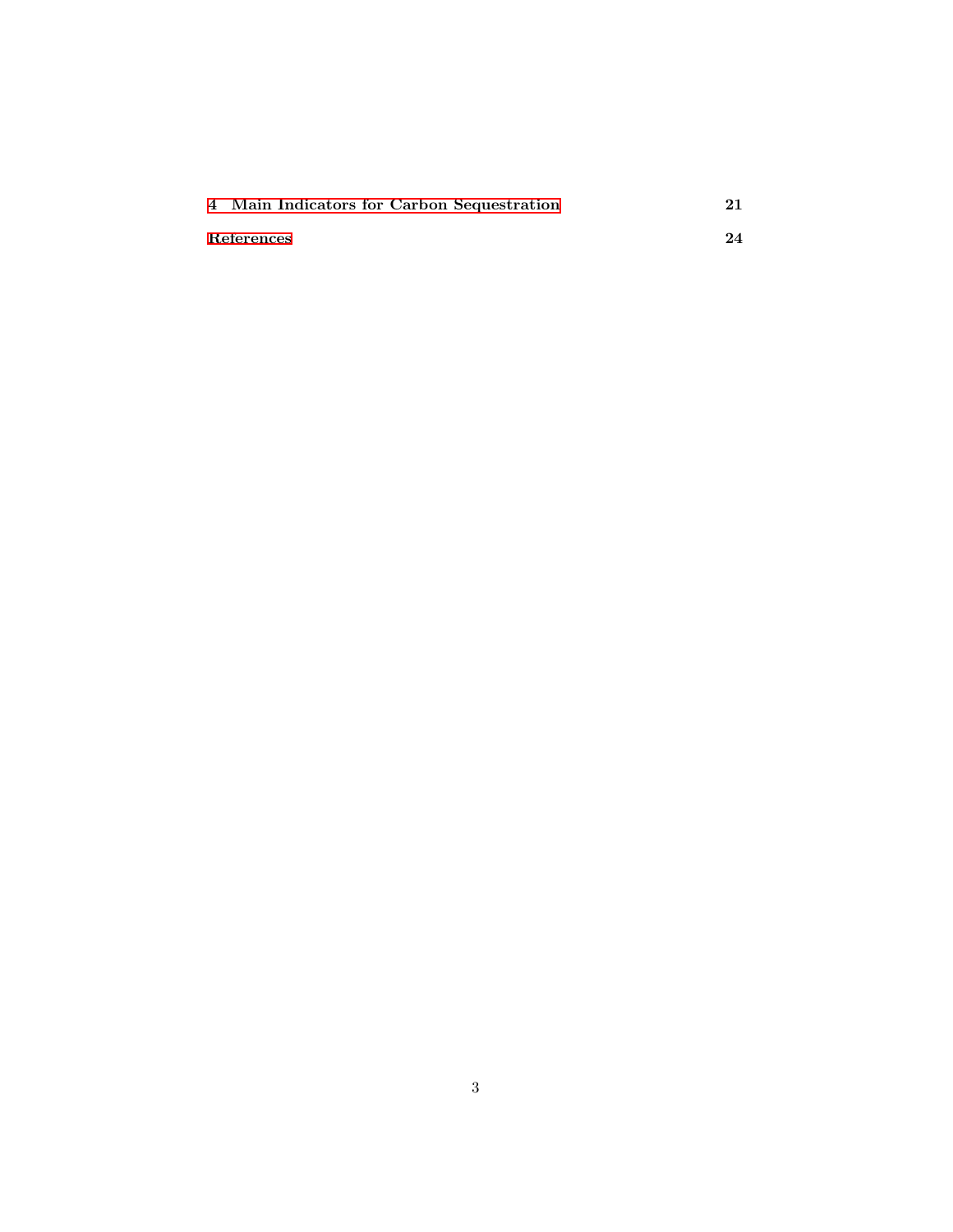**4 Main Indicators for Carbon Sequestration** **21**

**References** **24**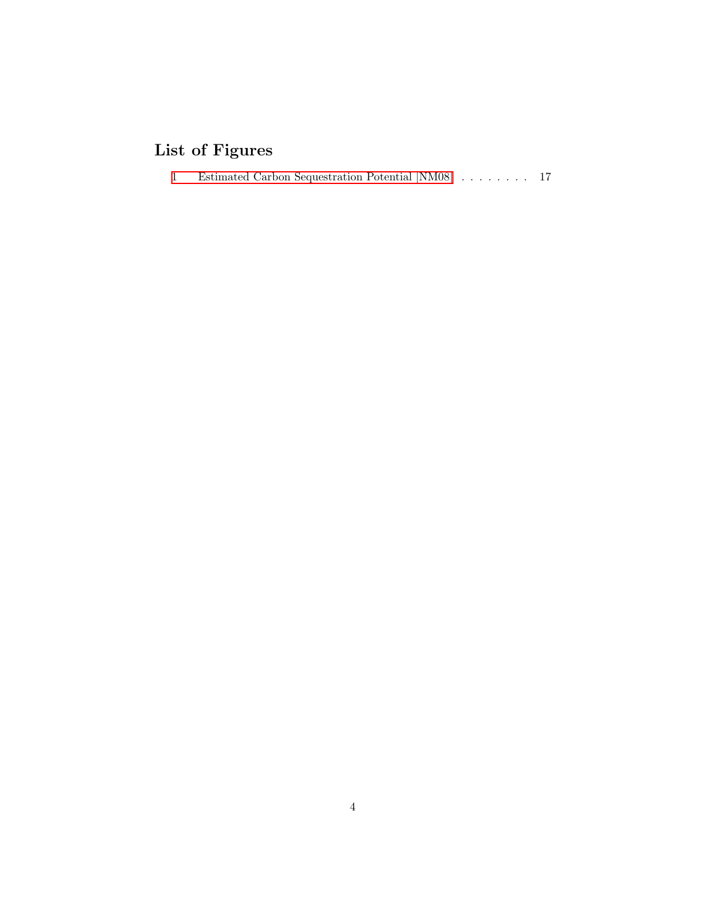## List of Figures

1 Estimated Carbon Sequestration Potential [NM08] . . . . . . . . . 17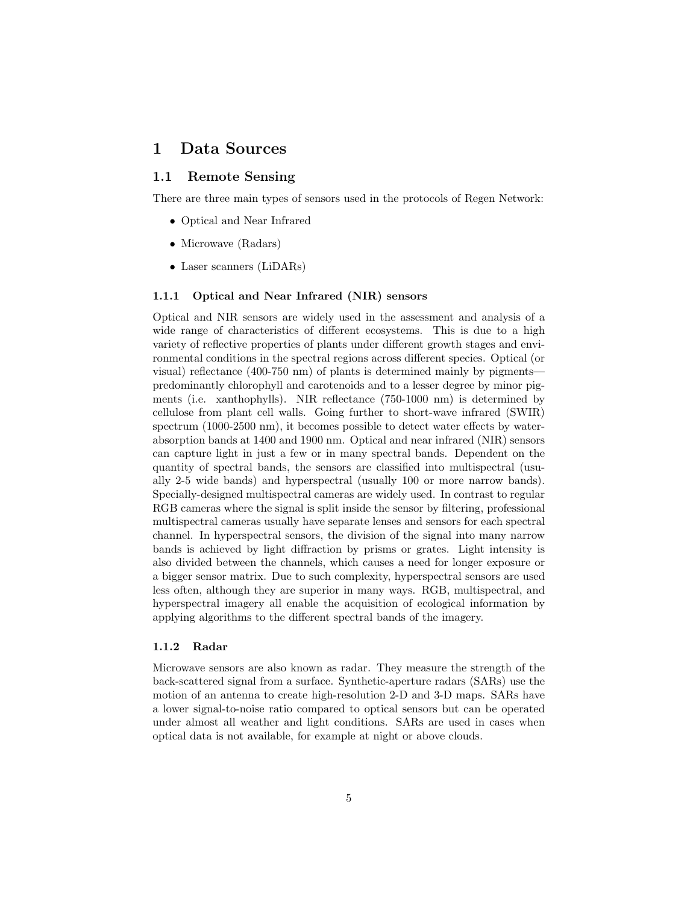# 1 Data Sources

## 1.1 Remote Sensing

There are three main types of sensors used in the protocols of Regen Network:

- Optical and Near Infrared
- Microwave (Radars)
- Laser scanners (LiDARs)

### 1.1.1 Optical and Near Infrared (NIR) sensors

Optical and NIR sensors are widely used in the assessment and analysis of a wide range of characteristics of different ecosystems. This is due to a high variety of reflective properties of plants under different growth stages and environmental conditions in the spectral regions across different species. Optical (or visual) reflectance (400-750 nm) of plants is determined mainly by pigments—predominantly chlorophyll and carotenoids and to a lesser degree by minor pigments (i.e. xanthophylls). NIR reflectance (750-1000 nm) is determined by cellulose from plant cell walls. Going further to short-wave infrared (SWIR) spectrum (1000-2500 nm), it becomes possible to detect water effects by water-absorption bands at 1400 and 1900 nm. Optical and near infrared (NIR) sensors can capture light in just a few or in many spectral bands. Dependent on the quantity of spectral bands, the sensors are classified into multispectral (usually 2-5 wide bands) and hyperspectral (usually 100 or more narrow bands). Specially-designed multispectral cameras are widely used. In contrast to regular RGB cameras where the signal is split inside the sensor by filtering, professional multispectral cameras usually have separate lenses and sensors for each spectral channel. In hyperspectral sensors, the division of the signal into many narrow bands is achieved by light diffraction by prisms or grates. Light intensity is also divided between the channels, which causes a need for longer exposure or a bigger sensor matrix. Due to such complexity, hyperspectral sensors are used less often, although they are superior in many ways. RGB, multispectral, and hyperspectral imagery all enable the acquisition of ecological information by applying algorithms to the different spectral bands of the imagery.

### 1.1.2 Radar

Microwave sensors are also known as radar. They measure the strength of the back-scattered signal from a surface. Synthetic-aperture radars (SARs) use the motion of an antenna to create high-resolution 2-D and 3-D maps. SARs have a lower signal-to-noise ratio compared to optical sensors but can be operated under almost all weather and light conditions. SARs are used in cases when optical data is not available, for example at night or above clouds.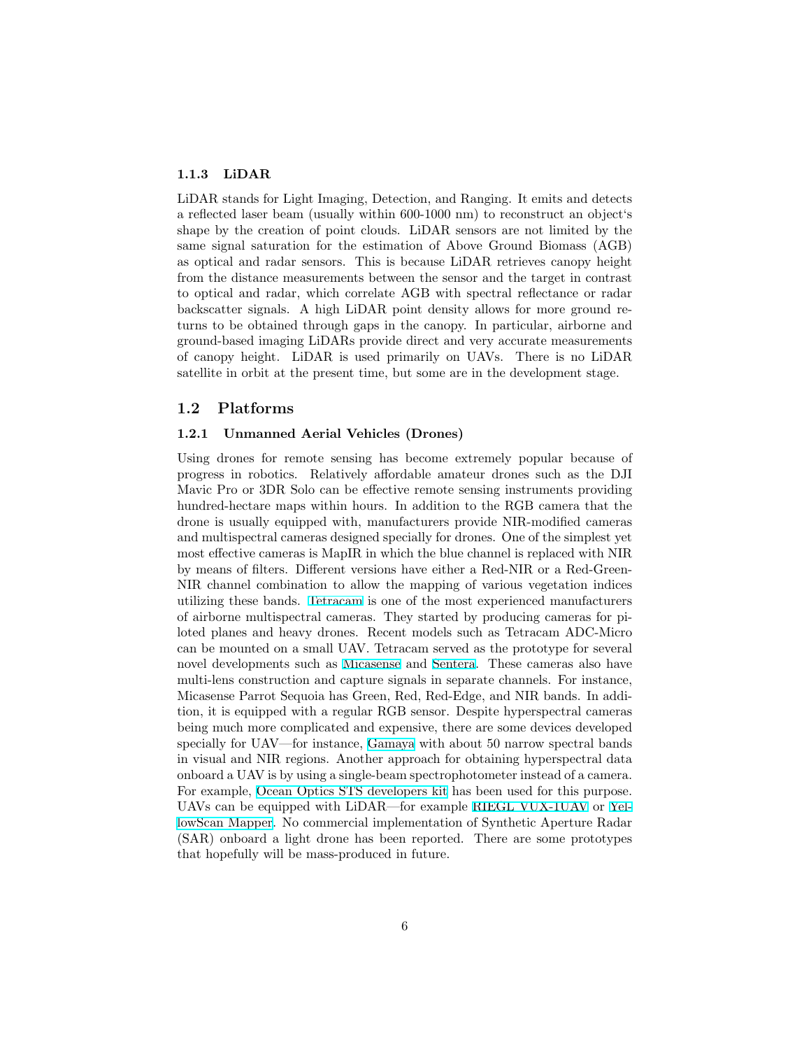### 1.1.3 LiDAR

LiDAR stands for Light Imaging, Detection, and Ranging. It emits and detects a reflected laser beam (usually within 600-1000 nm) to reconstruct an object's shape by the creation of point clouds. LiDAR sensors are not limited by the same signal saturation for the estimation of Above Ground Biomass (AGB) as optical and radar sensors. This is because LiDAR retrieves canopy height from the distance measurements between the sensor and the target in contrast to optical and radar, which correlate AGB with spectral reflectance or radar backscatter signals. A high LiDAR point density allows for more ground returns to be obtained through gaps in the canopy. In particular, airborne and ground-based imaging LiDARs provide direct and very accurate measurements of canopy height. LiDAR is used primarily on UAVs. There is no LiDAR satellite in orbit at the present time, but some are in the development stage.

## 1.2 Platforms

### 1.2.1 Unmanned Aerial Vehicles (Drones)

Using drones for remote sensing has become extremely popular because of progress in robotics. Relatively affordable amateur drones such as the DJI Mavic Pro or 3DR Solo can be effective remote sensing instruments providing hundred-hectare maps within hours. In addition to the RGB camera that the drone is usually equipped with, manufacturers provide NIR-modified cameras and multispectral cameras designed specially for drones. One of the simplest yet most effective cameras is MapIR in which the blue channel is replaced with NIR by means of filters. Different versions have either a Red-NIR or a Red-Green-NIR channel combination to allow the mapping of various vegetation indices utilizing these bands. Tetracam is one of the most experienced manufacturers of airborne multispectral cameras. They started by producing cameras for piloted planes and heavy drones. Recent models such as Tetracam ADC-Micro can be mounted on a small UAV. Tetracam served as the prototype for several novel developments such as Micasense and Sentera. These cameras also have multi-lens construction and capture signals in separate channels. For instance, Micasense Parrot Sequoia has Green, Red, Red-Edge, and NIR bands. In addition, it is equipped with a regular RGB sensor. Despite hyperspectral cameras being much more complicated and expensive, there are some devices developed specially for UAV—for instance, Gamaya with about 50 narrow spectral bands in visual and NIR regions. Another approach for obtaining hyperspectral data onboard a UAV is by using a single-beam spectrophotometer instead of a camera. For example, Ocean Optics STS developers kit has been used for this purpose. UAVs can be equipped with LiDAR—for example RIEGL VUX-1UAV or YellowScan Mapper. No commercial implementation of Synthetic Aperture Radar (SAR) onboard a light drone has been reported. There are some prototypes that hopefully will be mass-produced in future.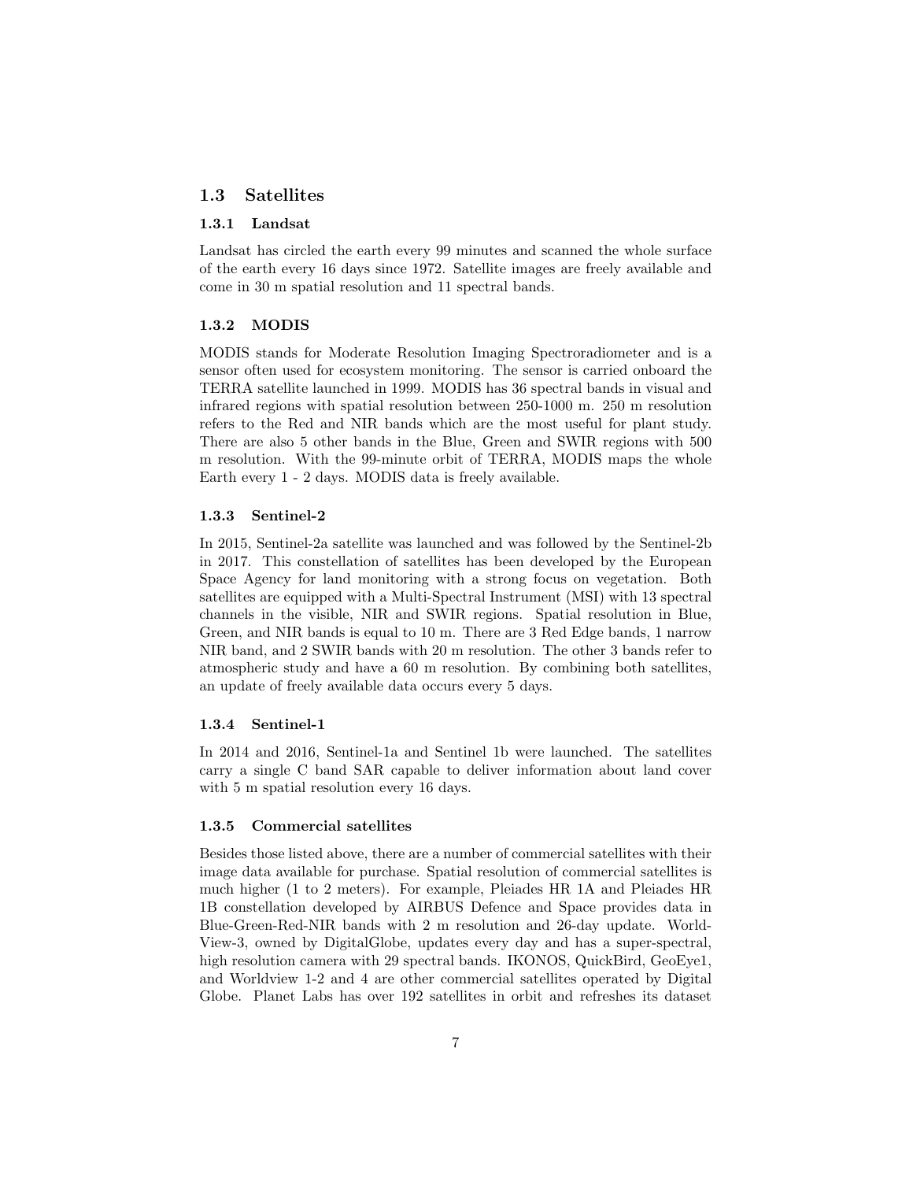## 1.3 Satellites

### 1.3.1 Landsat

Landsat has circled the earth every 99 minutes and scanned the whole surface of the earth every 16 days since 1972. Satellite images are freely available and come in 30 m spatial resolution and 11 spectral bands.

### 1.3.2 MODIS

MODIS stands for Moderate Resolution Imaging Spectroradiometer and is a sensor often used for ecosystem monitoring. The sensor is carried onboard the TERRA satellite launched in 1999. MODIS has 36 spectral bands in visual and infrared regions with spatial resolution between 250-1000 m. 250 m resolution refers to the Red and NIR bands which are the most useful for plant study. There are also 5 other bands in the Blue, Green and SWIR regions with 500 m resolution. With the 99-minute orbit of TERRA, MODIS maps the whole Earth every 1 - 2 days. MODIS data is freely available.

### 1.3.3 Sentinel-2

In 2015, Sentinel-2a satellite was launched and was followed by the Sentinel-2b in 2017. This constellation of satellites has been developed by the European Space Agency for land monitoring with a strong focus on vegetation. Both satellites are equipped with a Multi-Spectral Instrument (MSI) with 13 spectral channels in the visible, NIR and SWIR regions. Spatial resolution in Blue, Green, and NIR bands is equal to 10 m. There are 3 Red Edge bands, 1 narrow NIR band, and 2 SWIR bands with 20 m resolution. The other 3 bands refer to atmospheric study and have a 60 m resolution. By combining both satellites, an update of freely available data occurs every 5 days.

### 1.3.4 Sentinel-1

In 2014 and 2016, Sentinel-1a and Sentinel 1b were launched. The satellites carry a single C band SAR capable to deliver information about land cover with 5 m spatial resolution every 16 days.

### 1.3.5 Commercial satellites

Besides those listed above, there are a number of commercial satellites with their image data available for purchase. Spatial resolution of commercial satellites is much higher (1 to 2 meters). For example, Pleiades HR 1A and Pleiades HR 1B constellation developed by AIRBUS Defence and Space provides data in Blue-Green-Red-NIR bands with 2 m resolution and 26-day update. World-View-3, owned by DigitalGlobe, updates every day and has a super-spectral, high resolution camera with 29 spectral bands. IKONOS, QuickBird, GeoEye1, and Worldview 1-2 and 4 are other commercial satellites operated by Digital Globe. Planet Labs has over 192 satellites in orbit and refreshes its dataset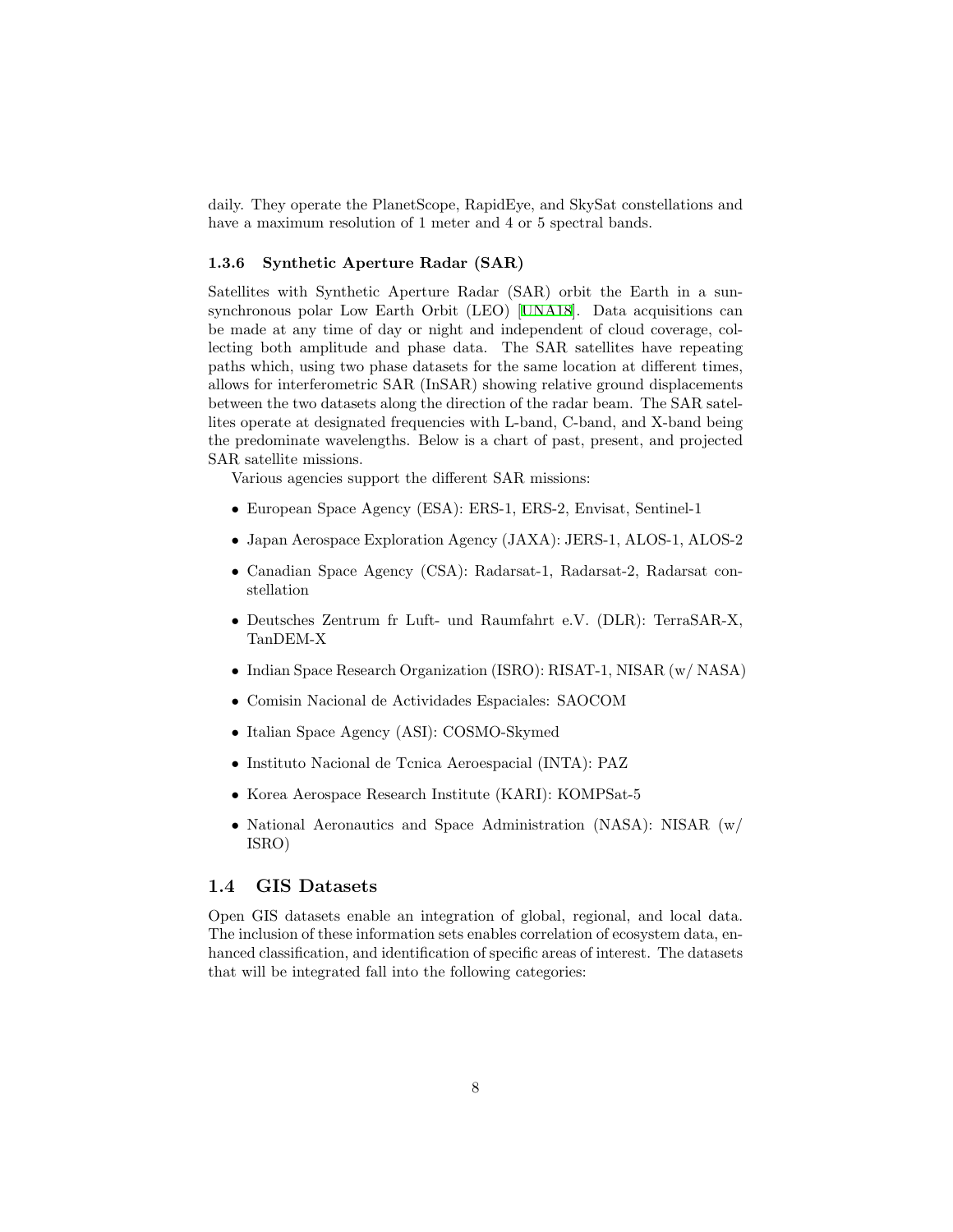daily. They operate the PlanetScope, RapidEye, and SkySat constellations and have a maximum resolution of 1 meter and 4 or 5 spectral bands.

### 1.3.6 Synthetic Aperture Radar (SAR)

Satellites with Synthetic Aperture Radar (SAR) orbit the Earth in a sun-synchronous polar Low Earth Orbit (LEO) [UNA18]. Data acquisitions can be made at any time of day or night and independent of cloud coverage, collecting both amplitude and phase data. The SAR satellites have repeating paths which, using two phase datasets for the same location at different times, allows for interferometric SAR (InSAR) showing relative ground displacements between the two datasets along the direction of the radar beam. The SAR satellites operate at designated frequencies with L-band, C-band, and X-band being the predominate wavelengths. Below is a chart of past, present, and projected SAR satellite missions.

Various agencies support the different SAR missions:

- European Space Agency (ESA): ERS-1, ERS-2, Envisat, Sentinel-1
- Japan Aerospace Exploration Agency (JAXA): JERS-1, ALOS-1, ALOS-2
- Canadian Space Agency (CSA): Radarsat-1, Radarsat-2, Radarsat constellation
- Deutsches Zentrum fr Luft- und Raumfahrt e.V. (DLR): TerraSAR-X, TanDEM-X
- Indian Space Research Organization (ISRO): RISAT-1, NISAR (w/ NASA)
- Comisin Nacional de Actividades Espaciales: SAOCOM
- Italian Space Agency (ASI): COSMO-Skymed
- Instituto Nacional de Tcnica Aeroespacial (INTA): PAZ
- Korea Aerospace Research Institute (KARI): KOMPSat-5
- National Aeronautics and Space Administration (NASA): NISAR (w/ ISRO)

## 1.4 GIS Datasets

Open GIS datasets enable an integration of global, regional, and local data. The inclusion of these information sets enables correlation of ecosystem data, enhanced classification, and identification of specific areas of interest. The datasets that will be integrated fall into the following categories: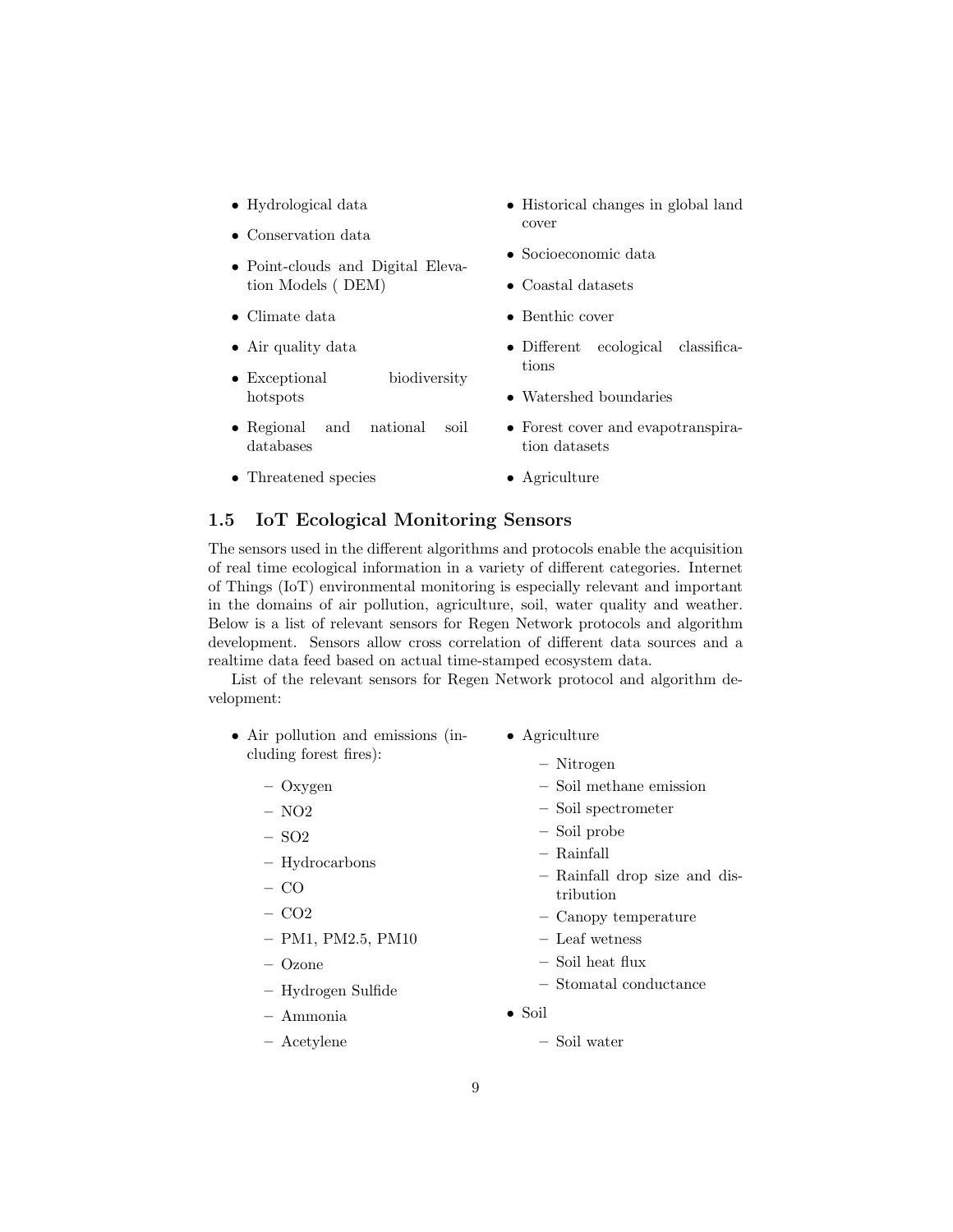- Hydrological data
- Conservation data
- Point-clouds and Digital Elevation Models ( DEM)
- Climate data
- Air quality data
- Exceptional biodiversity hotspots
- Regional and national soil databases
- Threatened species
- Historical changes in global land cover
- Socioeconomic data
- Coastal datasets
- Benthic cover
- Different ecological classifications
- Watershed boundaries
- Forest cover and evapotranspiration datasets
- Agriculture

### 1.5 IoT Ecological Monitoring Sensors

The sensors used in the different algorithms and protocols enable the acquisition of real time ecological information in a variety of different categories. Internet of Things (IoT) environmental monitoring is especially relevant and important in the domains of air pollution, agriculture, soil, water quality and weather. Below is a list of relevant sensors for Regen Network protocols and algorithm development. Sensors allow cross correlation of different data sources and a realtime data feed based on actual time-stamped ecosystem data.

List of the relevant sensors for Regen Network protocol and algorithm development:

- Air pollution and emissions (including forest fires):
  - Oxygen
  - NO2
  - SO2
  - Hydrocarbons
  - CO
  - CO2
  - PM1, PM2.5, PM10
  - Ozone
  - Hydrogen Sulfide
  - Ammonia
  - Acetylene
- Agriculture
  - Nitrogen
  - Soil methane emission
  - Soil spectrometer
  - Soil probe
  - Rainfall
  - Rainfall drop size and distribution
  - Canopy temperature
  - Leaf wetness
  - Soil heat flux
  - Stomatal conductance
- Soil
  - Soil water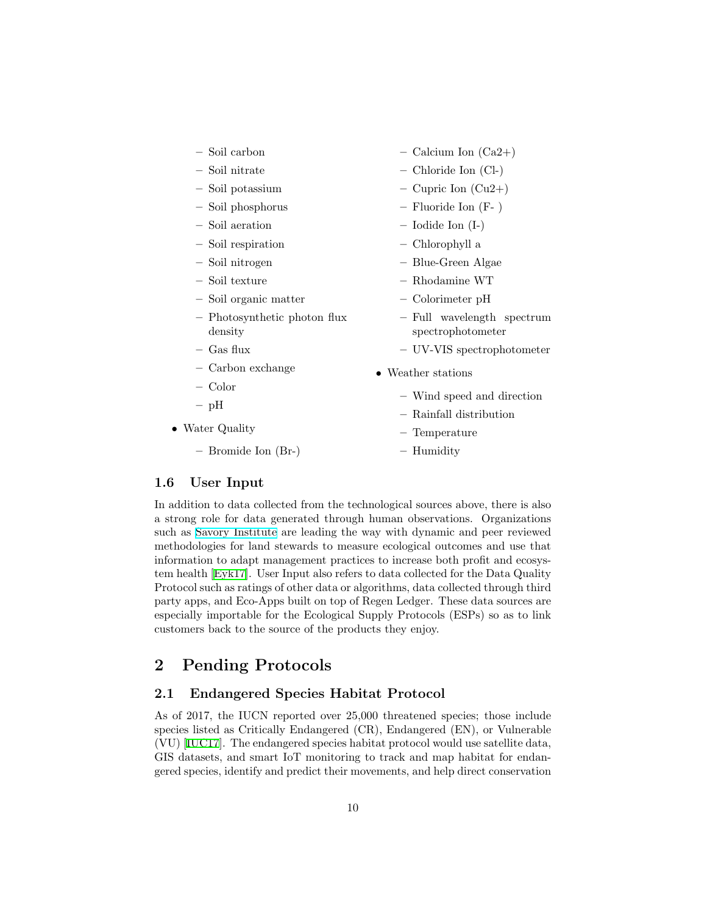- Soil carbon
  - Soil nitrate
  - Soil potassium
  - Soil phosphorus
  - Soil aeration
  - Soil respiration
  - Soil nitrogen
  - Soil texture
  - Soil organic matter
  - Photosynthetic photon flux density
  - Gas flux
  - Carbon exchange
  - Color
  - pH
- Water Quality
  - Bromide Ion (Br-)
  - Calcium Ion (Ca2+)
  - Chloride Ion (Cl-)
  - Cupric Ion (Cu2+)
  - Fluoride Ion (F- )
  - Iodide Ion (I-)
  - Chlorophyll a
  - Blue-Green Algae
  - Rhodamine WT
  - Colorimeter pH
  - Full wavelength spectrum spectrophotometer
  - UV-VIS spectrophotometer
- Weather stations
  - Wind speed and direction
  - Rainfall distribution
  - Temperature
  - Humidity

### 1.6 User Input

In addition to data collected from the technological sources above, there is also a strong role for data generated through human observations. Organizations such as Savory Institute are leading the way with dynamic and peer reviewed methodologies for land stewards to measure ecological outcomes and use that information to adapt management practices to increase both profit and ecosystem health [Eyk17]. User Input also refers to data collected for the Data Quality Protocol such as ratings of other data or algorithms, data collected through third party apps, and Eco-Apps built on top of Regen Ledger. These data sources are especially importable for the Ecological Supply Protocols (ESPs) so as to link customers back to the source of the products they enjoy.

## 2 Pending Protocols

### 2.1 Endangered Species Habitat Protocol

As of 2017, the IUCN reported over 25,000 threatened species; those include species listed as Critically Endangered (CR), Endangered (EN), or Vulnerable (VU) [IUC17]. The endangered species habitat protocol would use satellite data, GIS datasets, and smart IoT monitoring to track and map habitat for endangered species, identify and predict their movements, and help direct conservation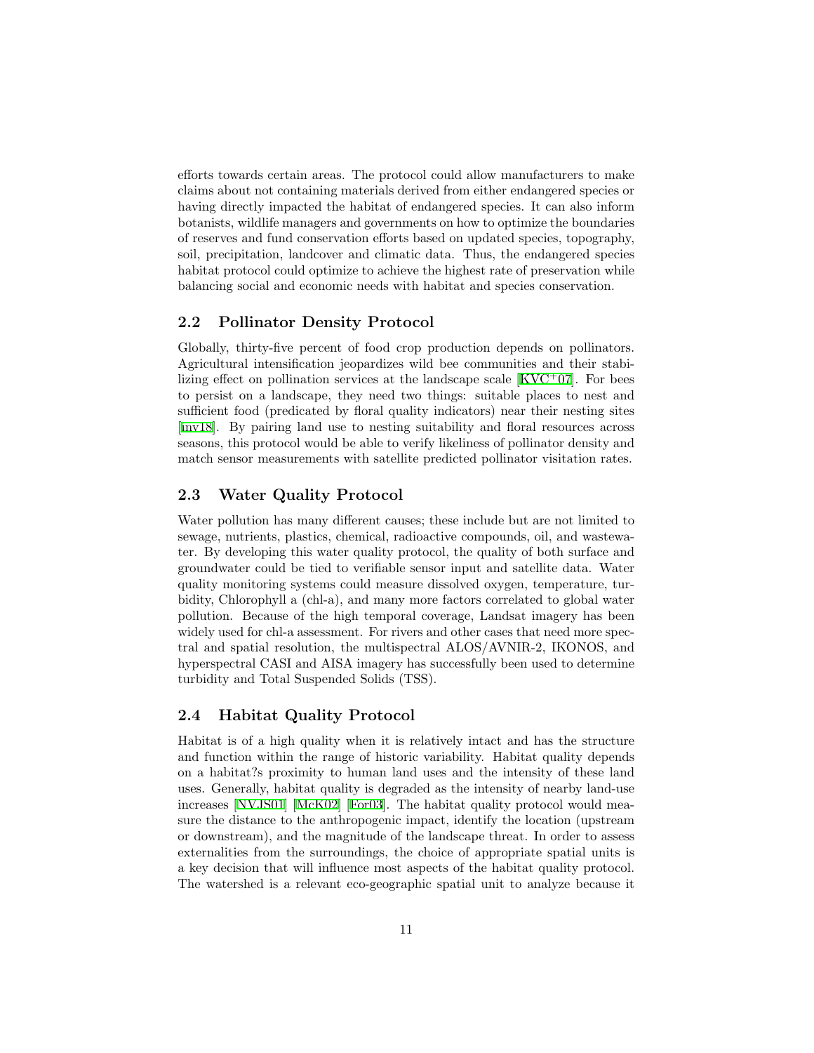efforts towards certain areas. The protocol could allow manufacturers to make claims about not containing materials derived from either endangered species or having directly impacted the habitat of endangered species. It can also inform botanists, wildlife managers and governments on how to optimize the boundaries of reserves and fund conservation efforts based on updated species, topography, soil, precipitation, landcover and climatic data. Thus, the endangered species habitat protocol could optimize to achieve the highest rate of preservation while balancing social and economic needs with habitat and species conservation.

## 2.2 Pollinator Density Protocol

Globally, thirty-five percent of food crop production depends on pollinators. Agricultural intensification jeopardizes wild bee communities and their stabilizing effect on pollination services at the landscape scale [KVC+07]. For bees to persist on a landscape, they need two things: suitable places to nest and sufficient food (predicated by floral quality indicators) near their nesting sites [inv18]. By pairing land use to nesting suitability and floral resources across seasons, this protocol would be able to verify likeliness of pollinator density and match sensor measurements with satellite predicted pollinator visitation rates.

## 2.3 Water Quality Protocol

Water pollution has many different causes; these include but are not limited to sewage, nutrients, plastics, chemical, radioactive compounds, oil, and wastewater. By developing this water quality protocol, the quality of both surface and groundwater could be tied to verifiable sensor input and satellite data. Water quality monitoring systems could measure dissolved oxygen, temperature, turbidity, Chlorophyll a (chl-a), and many more factors correlated to global water pollution. Because of the high temporal coverage, Landsat imagery has been widely used for chl-a assessment. For rivers and other cases that need more spectral and spatial resolution, the multispectral ALOS/AVNIR-2, IKONOS, and hyperspectral CASI and AISA imagery has successfully been used to determine turbidity and Total Suspended Solids (TSS).

## 2.4 Habitat Quality Protocol

Habitat is of a high quality when it is relatively intact and has the structure and function within the range of historic variability. Habitat quality depends on a habitat?s proximity to human land uses and the intensity of these land uses. Generally, habitat quality is degraded as the intensity of nearby land-use increases [NVJS01] [McK02] [For03]. The habitat quality protocol would measure the distance to the anthropogenic impact, identify the location (upstream or downstream), and the magnitude of the landscape threat. In order to assess externalities from the surroundings, the choice of appropriate spatial units is a key decision that will influence most aspects of the habitat quality protocol. The watershed is a relevant eco-geographic spatial unit to analyze because it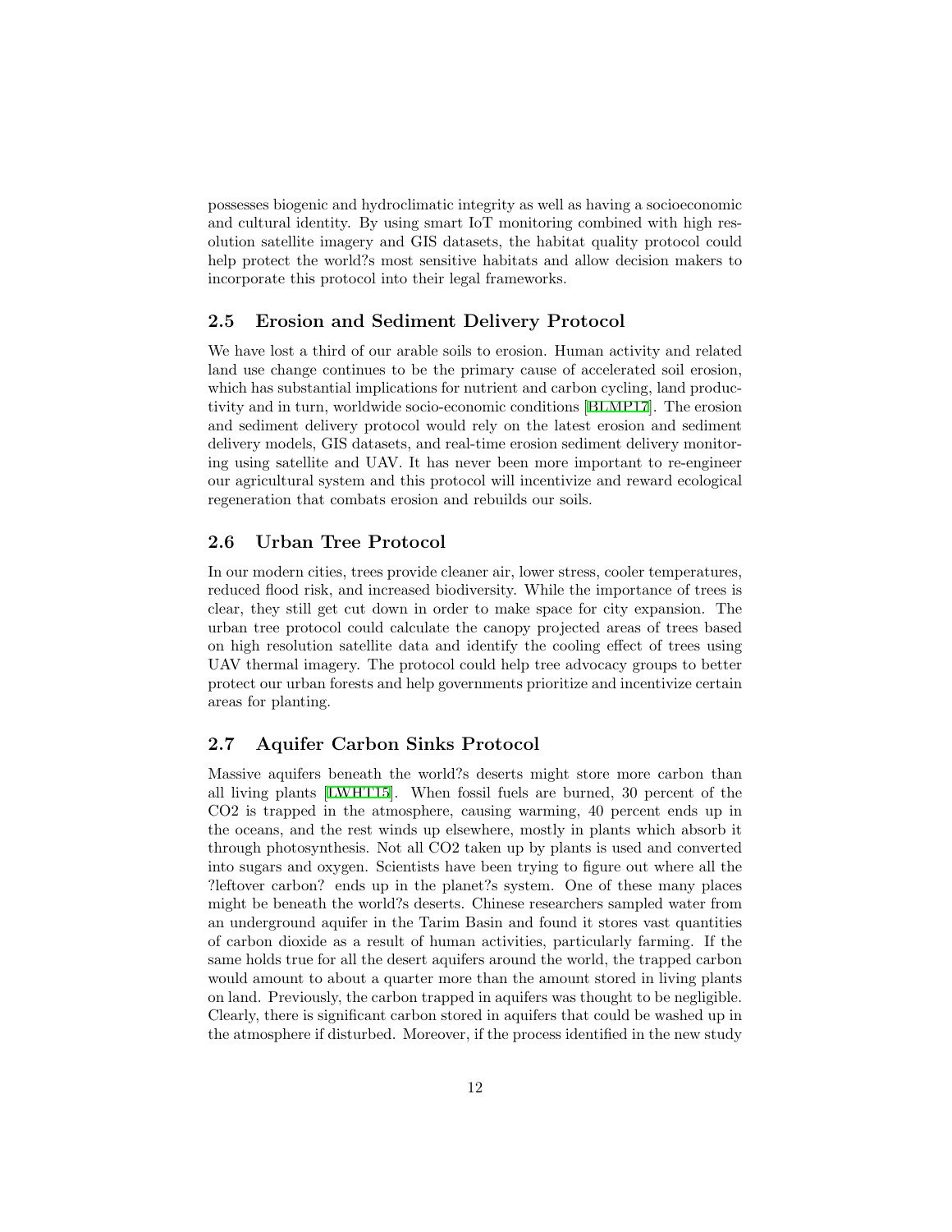possesses biogenic and hydroclimatic integrity as well as having a socioeconomic and cultural identity. By using smart IoT monitoring combined with high resolution satellite imagery and GIS datasets, the habitat quality protocol could help protect the world?s most sensitive habitats and allow decision makers to incorporate this protocol into their legal frameworks.

## 2.5 Erosion and Sediment Delivery Protocol

We have lost a third of our arable soils to erosion. Human activity and related land use change continues to be the primary cause of accelerated soil erosion, which has substantial implications for nutrient and carbon cycling, land productivity and in turn, worldwide socio-economic conditions [BLMP17]. The erosion and sediment delivery protocol would rely on the latest erosion and sediment delivery models, GIS datasets, and real-time erosion sediment delivery monitoring using satellite and UAV. It has never been more important to re-engineer our agricultural system and this protocol will incentivize and reward ecological regeneration that combats erosion and rebuilds our soils.

## 2.6 Urban Tree Protocol

In our modern cities, trees provide cleaner air, lower stress, cooler temperatures, reduced flood risk, and increased biodiversity. While the importance of trees is clear, they still get cut down in order to make space for city expansion. The urban tree protocol could calculate the canopy projected areas of trees based on high resolution satellite data and identify the cooling effect of trees using UAV thermal imagery. The protocol could help tree advocacy groups to better protect our urban forests and help governments prioritize and incentivize certain areas for planting.

## 2.7 Aquifer Carbon Sinks Protocol

Massive aquifers beneath the world?s deserts might store more carbon than all living plants [LWHT15]. When fossil fuels are burned, 30 percent of the CO2 is trapped in the atmosphere, causing warming, 40 percent ends up in the oceans, and the rest winds up elsewhere, mostly in plants which absorb it through photosynthesis. Not all CO2 taken up by plants is used and converted into sugars and oxygen. Scientists have been trying to figure out where all the ?leftover carbon? ends up in the planet?s system. One of these many places might be beneath the world?s deserts. Chinese researchers sampled water from an underground aquifer in the Tarim Basin and found it stores vast quantities of carbon dioxide as a result of human activities, particularly farming. If the same holds true for all the desert aquifers around the world, the trapped carbon would amount to about a quarter more than the amount stored in living plants on land. Previously, the carbon trapped in aquifers was thought to be negligible. Clearly, there is significant carbon stored in aquifers that could be washed up in the atmosphere if disturbed. Moreover, if the process identified in the new study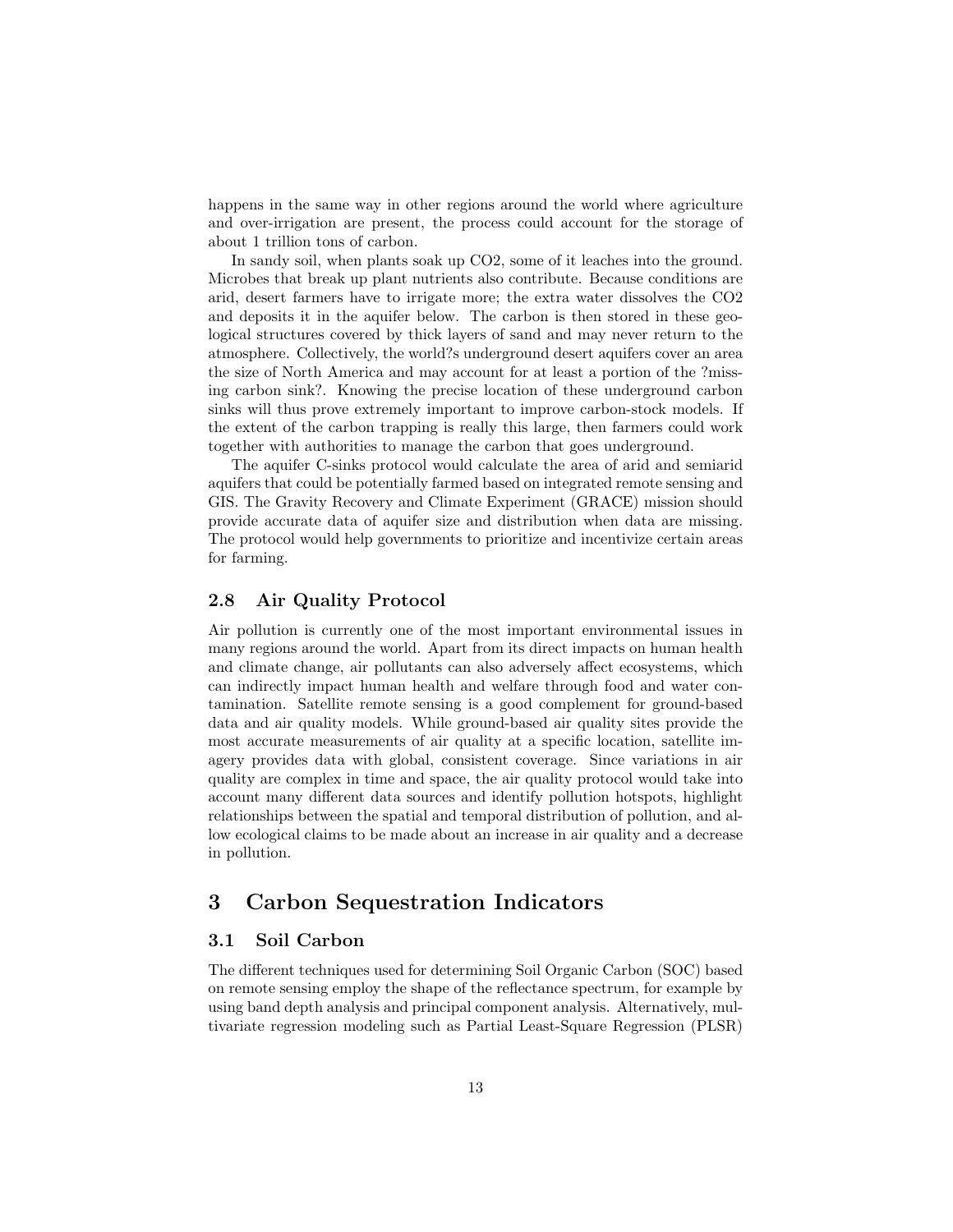happens in the same way in other regions around the world where agriculture and over-irrigation are present, the process could account for the storage of about 1 trillion tons of carbon.

In sandy soil, when plants soak up $CO_2$, some of it leaches into the ground. Microbes that break up plant nutrients also contribute. Because conditions are arid, desert farmers have to irrigate more; the extra water dissolves the $CO_2$ and deposits it in the aquifer below. The carbon is then stored in these geological structures covered by thick layers of sand and may never return to the atmosphere. Collectively, the world?s underground desert aquifers cover an area the size of North America and may account for at least a portion of the ?missing carbon sink?. Knowing the precise location of these underground carbon sinks will thus prove extremely important to improve carbon-stock models. If the extent of the carbon trapping is really this large, then farmers could work together with authorities to manage the carbon that goes underground.

The aquifer C-sinks protocol would calculate the area of arid and semiarid aquifers that could be potentially farmed based on integrated remote sensing and GIS. The Gravity Recovery and Climate Experiment (GRACE) mission should provide accurate data of aquifer size and distribution when data are missing. The protocol would help governments to prioritize and incentivize certain areas for farming.

### 2.8 Air Quality Protocol

Air pollution is currently one of the most important environmental issues in many regions around the world. Apart from its direct impacts on human health and climate change, air pollutants can also adversely affect ecosystems, which can indirectly impact human health and welfare through food and water contamination. Satellite remote sensing is a good complement for ground-based data and air quality models. While ground-based air quality sites provide the most accurate measurements of air quality at a specific location, satellite imagery provides data with global, consistent coverage. Since variations in air quality are complex in time and space, the air quality protocol would take into account many different data sources and identify pollution hotspots, highlight relationships between the spatial and temporal distribution of pollution, and allow ecological claims to be made about an increase in air quality and a decrease in pollution.

## 3 Carbon Sequestration Indicators

### 3.1 Soil Carbon

The different techniques used for determining Soil Organic Carbon (SOC) based on remote sensing employ the shape of the reflectance spectrum, for example by using band depth analysis and principal component analysis. Alternatively, multivariate regression modeling such as Partial Least-Square Regression (PLSR)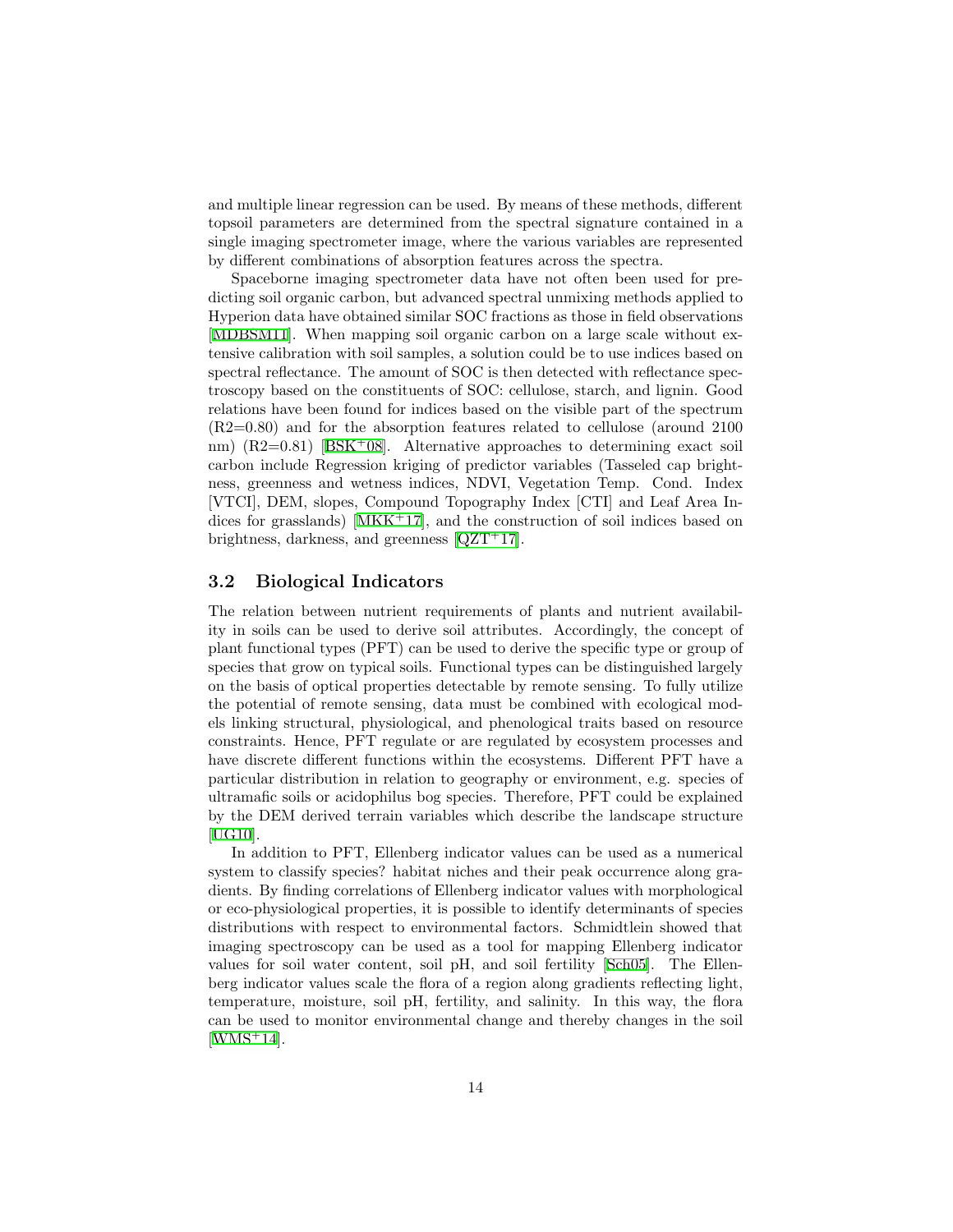and multiple linear regression can be used. By means of these methods, different topsoil parameters are determined from the spectral signature contained in a single imaging spectrometer image, where the various variables are represented by different combinations of absorption features across the spectra.

Spaceborne imaging spectrometer data have not often been used for predicting soil organic carbon, but advanced spectral unmixing methods applied to Hyperion data have obtained similar SOC fractions as those in field observations [MDBSM11]. When mapping soil organic carbon on a large scale without extensive calibration with soil samples, a solution could be to use indices based on spectral reflectance. The amount of SOC is then detected with reflectance spectroscopy based on the constituents of SOC: cellulose, starch, and lignin. Good relations have been found for indices based on the visible part of the spectrum (R2=0.80) and for the absorption features related to cellulose (around 2100 nm) (R2=0.81) [BSK+08]. Alternative approaches to determining exact soil carbon include Regression kriging of predictor variables (Tasseled cap brightness, greenness and wetness indices, NDVI, Vegetation Temp. Cond. Index [VTCI], DEM, slopes, Compound Topography Index [CTI] and Leaf Area Indices for grasslands) [MKK+17], and the construction of soil indices based on brightness, darkness, and greenness [QZT+17].

## 3.2 Biological Indicators

The relation between nutrient requirements of plants and nutrient availability in soils can be used to derive soil attributes. Accordingly, the concept of plant functional types (PFT) can be used to derive the specific type or group of species that grow on typical soils. Functional types can be distinguished largely on the basis of optical properties detectable by remote sensing. To fully utilize the potential of remote sensing, data must be combined with ecological models linking structural, physiological, and phenological traits based on resource constraints. Hence, PFT regulate or are regulated by ecosystem processes and have discrete different functions within the ecosystems. Different PFT have a particular distribution in relation to geography or environment, e.g. species of ultramafic soils or acidophilus bog species. Therefore, PFT could be explained by the DEM derived terrain variables which describe the landscape structure [UG10].

In addition to PFT, Ellenberg indicator values can be used as a numerical system to classify species? habitat niches and their peak occurrence along gradients. By finding correlations of Ellenberg indicator values with morphological or eco-physiological properties, it is possible to identify determinants of species distributions with respect to environmental factors. Schmidtlein showed that imaging spectroscopy can be used as a tool for mapping Ellenberg indicator values for soil water content, soil pH, and soil fertility [Sch05]. The Ellenberg indicator values scale the flora of a region along gradients reflecting light, temperature, moisture, soil pH, fertility, and salinity. In this way, the flora can be used to monitor environmental change and thereby changes in the soil [WMS+14].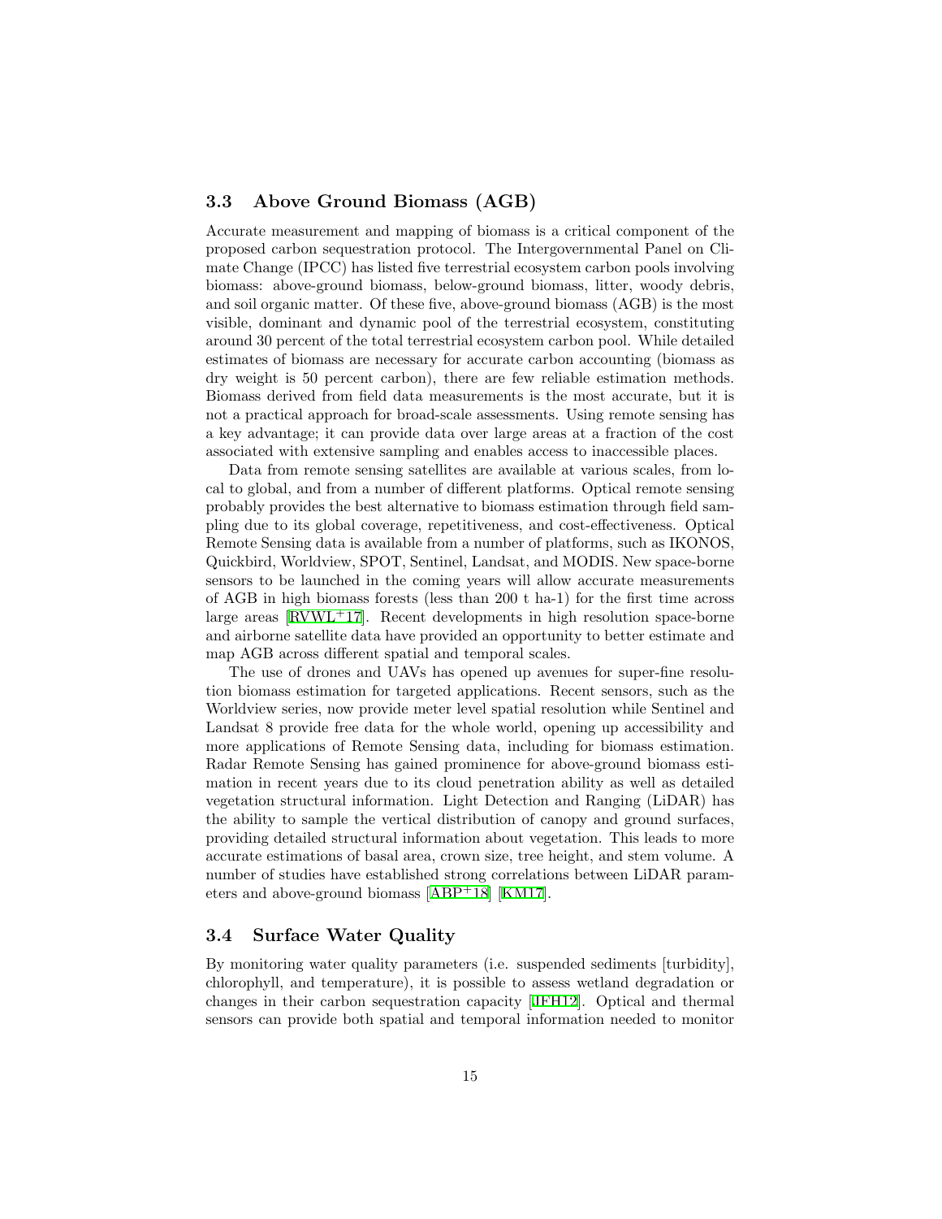### 3.3 Above Ground Biomass (AGB)

Accurate measurement and mapping of biomass is a critical component of the proposed carbon sequestration protocol. The Intergovernmental Panel on Climate Change (IPCC) has listed five terrestrial ecosystem carbon pools involving biomass: above-ground biomass, below-ground biomass, litter, woody debris, and soil organic matter. Of these five, above-ground biomass (AGB) is the most visible, dominant and dynamic pool of the terrestrial ecosystem, constituting around 30 percent of the total terrestrial ecosystem carbon pool. While detailed estimates of biomass are necessary for accurate carbon accounting (biomass as dry weight is 50 percent carbon), there are few reliable estimation methods. Biomass derived from field data measurements is the most accurate, but it is not a practical approach for broad-scale assessments. Using remote sensing has a key advantage; it can provide data over large areas at a fraction of the cost associated with extensive sampling and enables access to inaccessible places.

Data from remote sensing satellites are available at various scales, from local to global, and from a number of different platforms. Optical remote sensing probably provides the best alternative to biomass estimation through field sampling due to its global coverage, repetitiveness, and cost-effectiveness. Optical Remote Sensing data is available from a number of platforms, such as IKONOS, Quickbird, Worldview, SPOT, Sentinel, Landsat, and MODIS. New space-borne sensors to be launched in the coming years will allow accurate measurements of AGB in high biomass forests (less than 200 t ha-1) for the first time across large areas [RVWL+17]. Recent developments in high resolution space-borne and airborne satellite data have provided an opportunity to better estimate and map AGB across different spatial and temporal scales.

The use of drones and UAVs has opened up avenues for super-fine resolution biomass estimation for targeted applications. Recent sensors, such as the Worldview series, now provide meter level spatial resolution while Sentinel and Landsat 8 provide free data for the whole world, opening up accessibility and more applications of Remote Sensing data, including for biomass estimation. Radar Remote Sensing has gained prominence for above-ground biomass estimation in recent years due to its cloud penetration ability as well as detailed vegetation structural information. Light Detection and Ranging (LiDAR) has the ability to sample the vertical distribution of canopy and ground surfaces, providing detailed structural information about vegetation. This leads to more accurate estimations of basal area, crown size, tree height, and stem volume. A number of studies have established strong correlations between LiDAR parameters and above-ground biomass [ABP+18] [KM17].

### 3.4 Surface Water Quality

By monitoring water quality parameters (i.e. suspended sediments [turbidity], chlorophyll, and temperature), it is possible to assess wetland degradation or changes in their carbon sequestration capacity [IFH12]. Optical and thermal sensors can provide both spatial and temporal information needed to monitor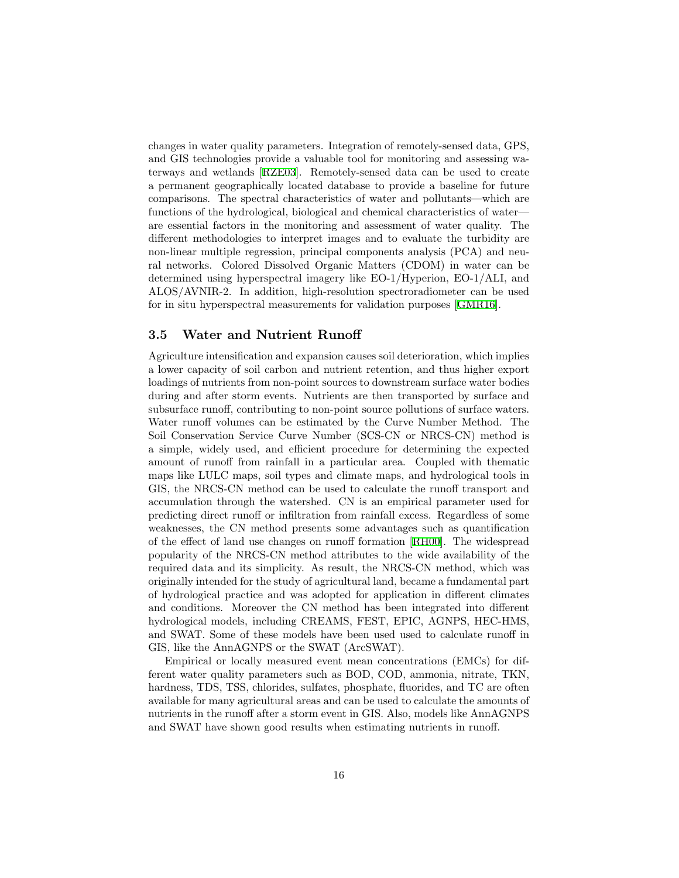changes in water quality parameters. Integration of remotely-sensed data, GPS, and GIS technologies provide a valuable tool for monitoring and assessing waterways and wetlands [RZE03]. Remotely-sensed data can be used to create a permanent geographically located database to provide a baseline for future comparisons. The spectral characteristics of water and pollutants—which are functions of the hydrological, biological and chemical characteristics of water—are essential factors in the monitoring and assessment of water quality. The different methodologies to interpret images and to evaluate the turbidity are non-linear multiple regression, principal components analysis (PCA) and neural networks. Colored Dissolved Organic Matters (CDOM) in water can be determined using hyperspectral imagery like EO-1/Hyperion, EO-1/ALI, and ALOS/AVNIR-2. In addition, high-resolution spectroradiometer can be used for in situ hyperspectral measurements for validation purposes [GMR16].

### 3.5 Water and Nutrient Runoff

Agriculture intensification and expansion causes soil deterioration, which implies a lower capacity of soil carbon and nutrient retention, and thus higher export loadings of nutrients from non-point sources to downstream surface water bodies during and after storm events. Nutrients are then transported by surface and subsurface runoff, contributing to non-point source pollutions of surface waters. Water runoff volumes can be estimated by the Curve Number Method. The Soil Conservation Service Curve Number (SCS-CN or NRCS-CN) method is a simple, widely used, and efficient procedure for determining the expected amount of runoff from rainfall in a particular area. Coupled with thematic maps like LULC maps, soil types and climate maps, and hydrological tools in GIS, the NRCS-CN method can be used to calculate the runoff transport and accumulation through the watershed. CN is an empirical parameter used for predicting direct runoff or infiltration from rainfall excess. Regardless of some weaknesses, the CN method presents some advantages such as quantification of the effect of land use changes on runoff formation [RH00]. The widespread popularity of the NRCS-CN method attributes to the wide availability of the required data and its simplicity. As result, the NRCS-CN method, which was originally intended for the study of agricultural land, became a fundamental part of hydrological practice and was adopted for application in different climates and conditions. Moreover the CN method has been integrated into different hydrological models, including CREAMS, FEST, EPIC, AGNPS, HEC-HMS, and SWAT. Some of these models have been used used to calculate runoff in GIS, like the AnnAGNPS or the SWAT (ArcSWAT).

Empirical or locally measured event mean concentrations (EMCs) for different water quality parameters such as BOD, COD, ammonia, nitrate, TKN, hardness, TDS, TSS, chlorides, sulfates, phosphate, fluorides, and TC are often available for many agricultural areas and can be used to calculate the amounts of nutrients in the runoff after a storm event in GIS. Also, models like AnnAGNPS and SWAT have shown good results when estimating nutrients in runoff.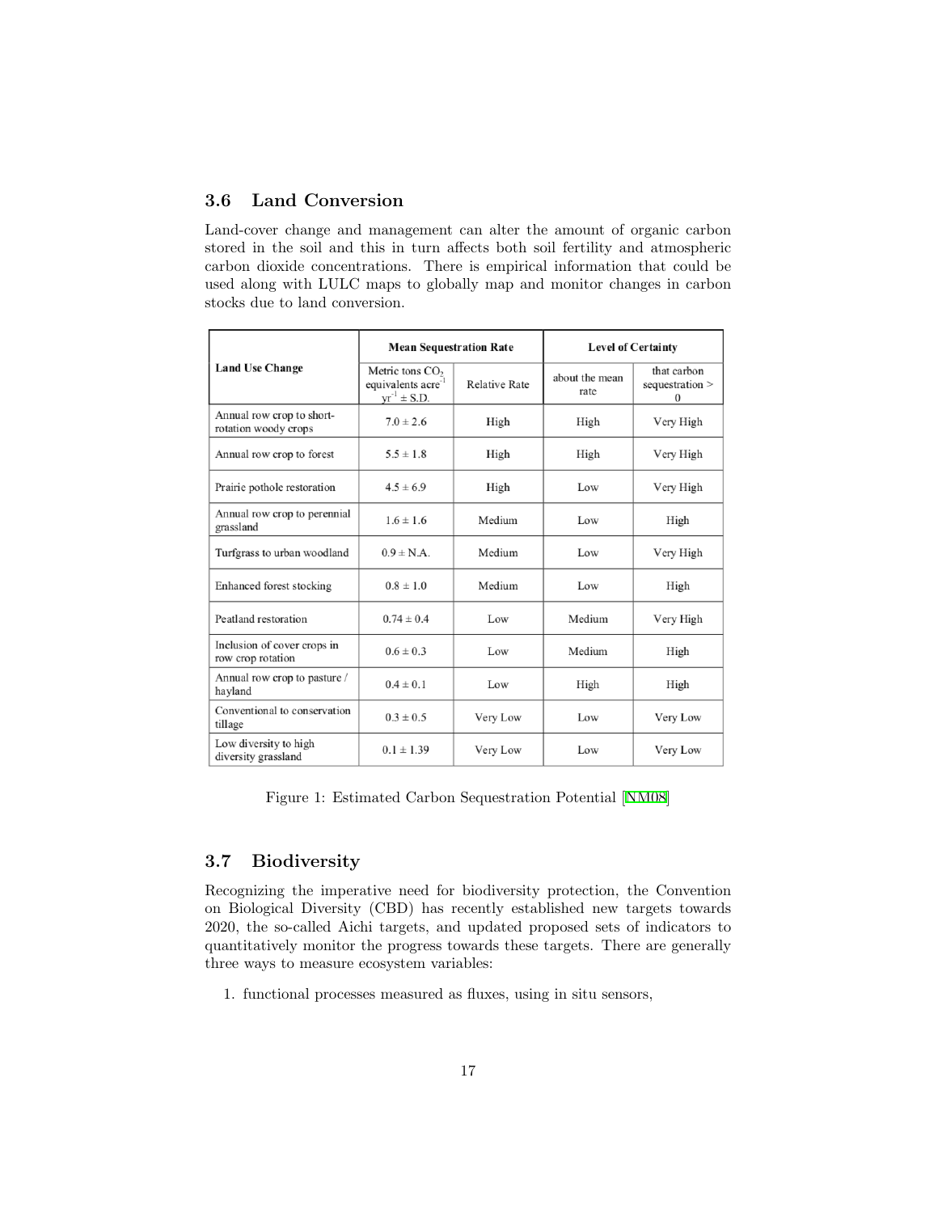### 3.6 Land Conversion

Land-cover change and management can alter the amount of organic carbon stored in the soil and this in turn affects both soil fertility and atmospheric carbon dioxide concentrations. There is empirical information that could be used along with LULC maps to globally map and monitor changes in carbon stocks due to land conversion.

| Land Use Change | Mean Sequestration Rate | | Level of Certainty | |
|---|---|---|---|---|
| | Metric tons $CO_2$ equivalents acre$^{-1}$ yr$^{-1}$ ± S.D. | Relative Rate | about the mean rate | that carbon sequestration > 0 |
| Annual row crop to short-rotation woody crops | 7.0 ± 2.6 | High | High | Very High |
| Annual row crop to forest | 5.5 ± 1.8 | High | High | Very High |
| Prairie pothole restoration | 4.5 ± 6.9 | High | Low | Very High |
| Annual row crop to perennial grassland | 1.6 ± 1.6 | Medium | Low | High |
| Turfgrass to urban woodland | 0.9 ± N.A. | Medium | Low | Very High |
| Enhanced forest stocking | 0.8 ± 1.0 | Medium | Low | High |
| Peatland restoration | 0.74 ± 0.4 | Low | Medium | Very High |
| Inclusion of cover crops in row crop rotation | 0.6 ± 0.3 | Low | Medium | High |
| Annual row crop to pasture / hayland | 0.4 ± 0.1 | Low | High | High |
| Conventional to conservation tillage | 0.3 ± 0.5 | Very Low | Low | Very Low |
| Low diversity to high diversity grassland | 0.1 ± 1.39 | Very Low | Low | Very Low |

Figure 1: Estimated Carbon Sequestration Potential [NM08]

### 3.7 Biodiversity

Recognizing the imperative need for biodiversity protection, the Convention on Biological Diversity (CBD) has recently established new targets towards 2020, the so-called Aichi targets, and updated proposed sets of indicators to quantitatively monitor the progress towards these targets. There are generally three ways to measure ecosystem variables:

1. functional processes measured as fluxes, using in situ sensors,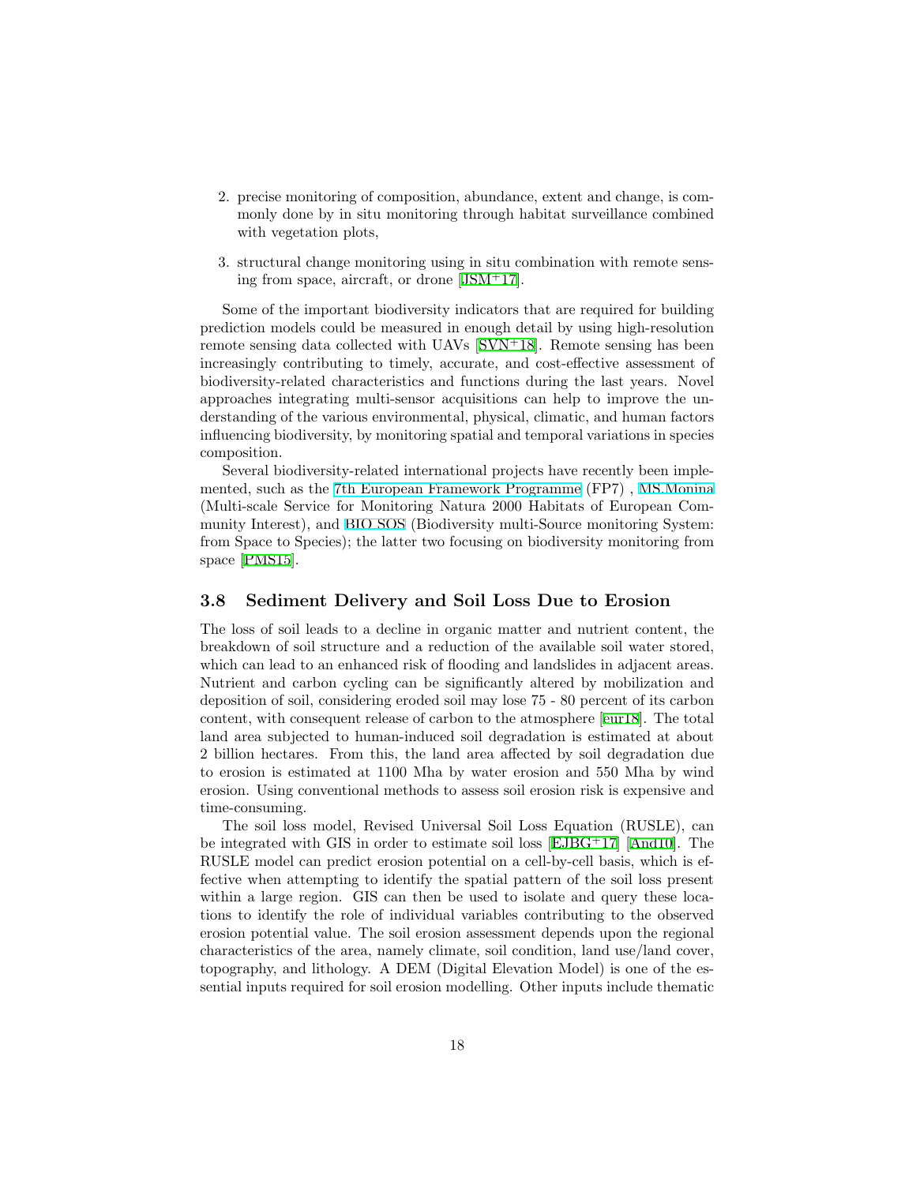2. precise monitoring of composition, abundance, extent and change, is commonly done by in situ monitoring through habitat surveillance combined with vegetation plots,

3. structural change monitoring using in situ combination with remote sensing from space, aircraft, or drone [JSM+17].

Some of the important biodiversity indicators that are required for building prediction models could be measured in enough detail by using high-resolution remote sensing data collected with UAVs [SVN+18]. Remote sensing has been increasingly contributing to timely, accurate, and cost-effective assessment of biodiversity-related characteristics and functions during the last years. Novel approaches integrating multi-sensor acquisitions can help to improve the understanding of the various environmental, physical, climatic, and human factors influencing biodiversity, by monitoring spatial and temporal variations in species composition.

Several biodiversity-related international projects have recently been implemented, such as the 7th European Framework Programme (FP7) , MS.Monina (Multi-scale Service for Monitoring Natura 2000 Habitats of European Community Interest), and BIO SOS (Biodiversity multi-Source monitoring System: from Space to Species); the latter two focusing on biodiversity monitoring from space [PMS15].

### 3.8 Sediment Delivery and Soil Loss Due to Erosion

The loss of soil leads to a decline in organic matter and nutrient content, the breakdown of soil structure and a reduction of the available soil water stored, which can lead to an enhanced risk of flooding and landslides in adjacent areas. Nutrient and carbon cycling can be significantly altered by mobilization and deposition of soil, considering eroded soil may lose 75 - 80 percent of its carbon content, with consequent release of carbon to the atmosphere [eur18]. The total land area subjected to human-induced soil degradation is estimated at about 2 billion hectares. From this, the land area affected by soil degradation due to erosion is estimated at 1100 Mha by water erosion and 550 Mha by wind erosion. Using conventional methods to assess soil erosion risk is expensive and time-consuming.

The soil loss model, Revised Universal Soil Loss Equation (RUSLE), can be integrated with GIS in order to estimate soil loss [EJBG+17] [And10]. The RUSLE model can predict erosion potential on a cell-by-cell basis, which is effective when attempting to identify the spatial pattern of the soil loss present within a large region. GIS can then be used to isolate and query these locations to identify the role of individual variables contributing to the observed erosion potential value. The soil erosion assessment depends upon the regional characteristics of the area, namely climate, soil condition, land use/land cover, topography, and lithology. A DEM (Digital Elevation Model) is one of the essential inputs required for soil erosion modelling. Other inputs include thematic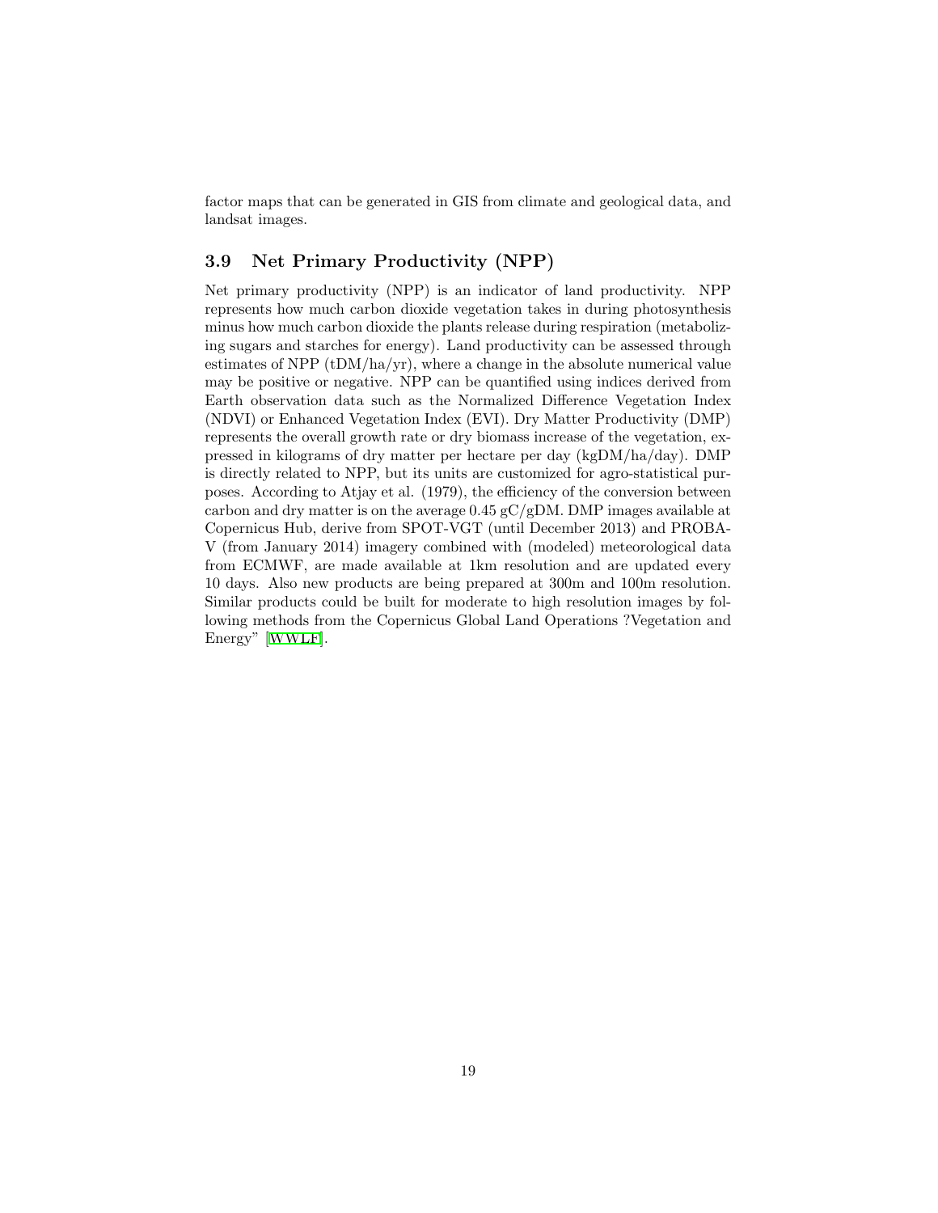factor maps that can be generated in GIS from climate and geological data, and landsat images.

### 3.9 Net Primary Productivity (NPP)

Net primary productivity (NPP) is an indicator of land productivity. NPP represents how much carbon dioxide vegetation takes in during photosynthesis minus how much carbon dioxide the plants release during respiration (metabolizing sugars and starches for energy). Land productivity can be assessed through estimates of NPP (tDM/ha/yr), where a change in the absolute numerical value may be positive or negative. NPP can be quantified using indices derived from Earth observation data such as the Normalized Difference Vegetation Index (NDVI) or Enhanced Vegetation Index (EVI). Dry Matter Productivity (DMP) represents the overall growth rate or dry biomass increase of the vegetation, expressed in kilograms of dry matter per hectare per day (kgDM/ha/day). DMP is directly related to NPP, but its units are customized for agro-statistical purposes. According to Atjay et al. (1979), the efficiency of the conversion between carbon and dry matter is on the average 0.45 gC/gDM. DMP images available at Copernicus Hub, derive from SPOT-VGT (until December 2013) and PROBA-V (from January 2014) imagery combined with (modeled) meteorological data from ECMWF, are made available at 1km resolution and are updated every 10 days. Also new products are being prepared at 300m and 100m resolution. Similar products could be built for moderate to high resolution images by following methods from the Copernicus Global Land Operations ?Vegetation and Energy" [WWLF].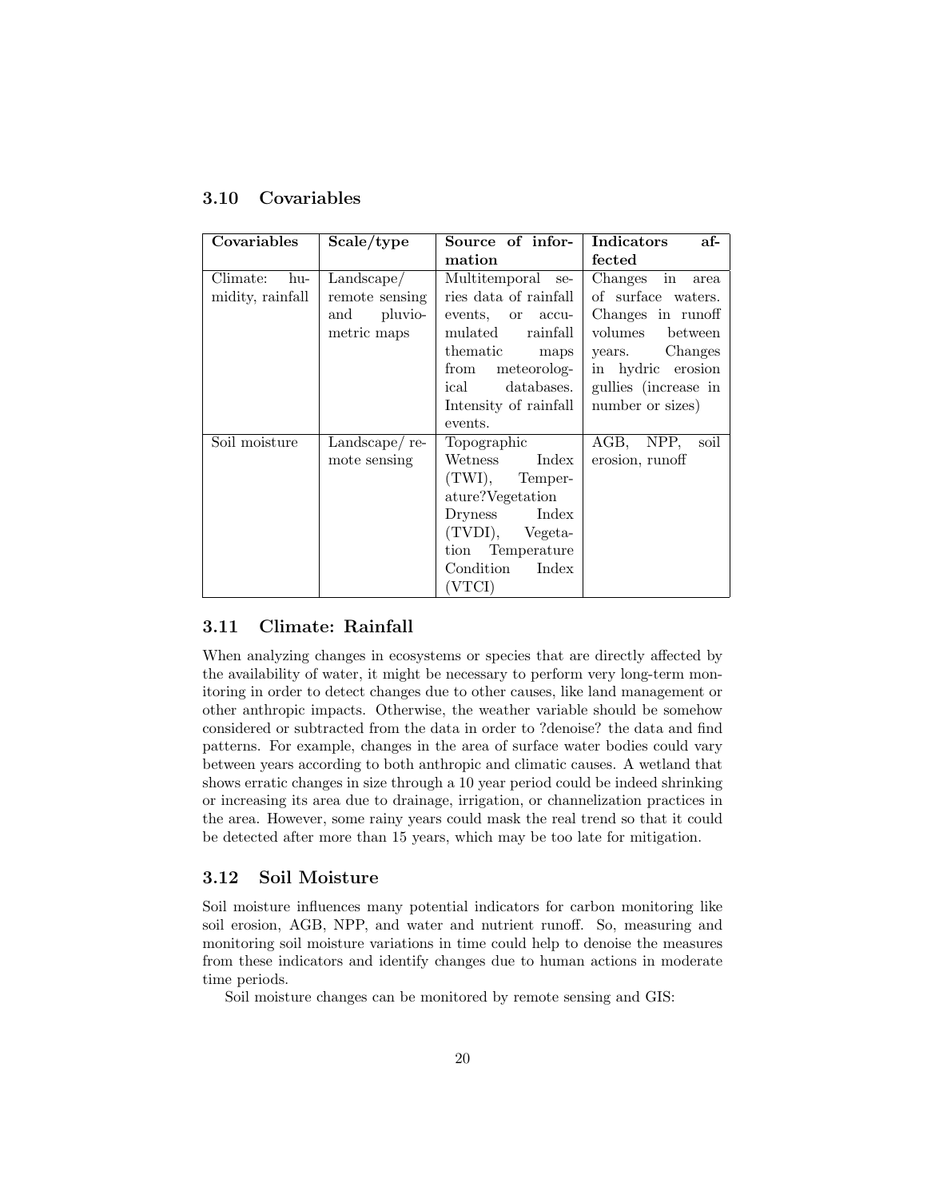### 3.10 Covariables

| Covariables | Scale/type | Source of information | Indicators affected |
|---|---|---|---|
| Climate: humidity, rainfall | Landscape/ remote sensing and pluviometric maps | Multitemporal series data of rainfall events, or accumulated rainfall thematic maps from meteorological databases. Intensity of rainfall events. | Changes in area of surface waters. Changes in runoff volumes between years. Changes in hydric erosion gullies (increase in number or sizes) |
| Soil moisture | Landscape/ remote sensing | Topographic Wetness Index (TWI), Temperature?Vegetation Dryness Index (TVDI), Vegetation Temperature Condition Index (VTCI) | AGB, NPP, soil erosion, runoff |

### 3.11 Climate: Rainfall

When analyzing changes in ecosystems or species that are directly affected by the availability of water, it might be necessary to perform very long-term monitoring in order to detect changes due to other causes, like land management or other anthropic impacts. Otherwise, the weather variable should be somehow considered or subtracted from the data in order to ?denoise? the data and find patterns. For example, changes in the area of surface water bodies could vary between years according to both anthropic and climatic causes. A wetland that shows erratic changes in size through a 10 year period could be indeed shrinking or increasing its area due to drainage, irrigation, or channelization practices in the area. However, some rainy years could mask the real trend so that it could be detected after more than 15 years, which may be too late for mitigation.

### 3.12 Soil Moisture

Soil moisture influences many potential indicators for carbon monitoring like soil erosion, AGB, NPP, and water and nutrient runoff. So, measuring and monitoring soil moisture variations in time could help to denoise the measures from these indicators and identify changes due to human actions in moderate time periods.

Soil moisture changes can be monitored by remote sensing and GIS: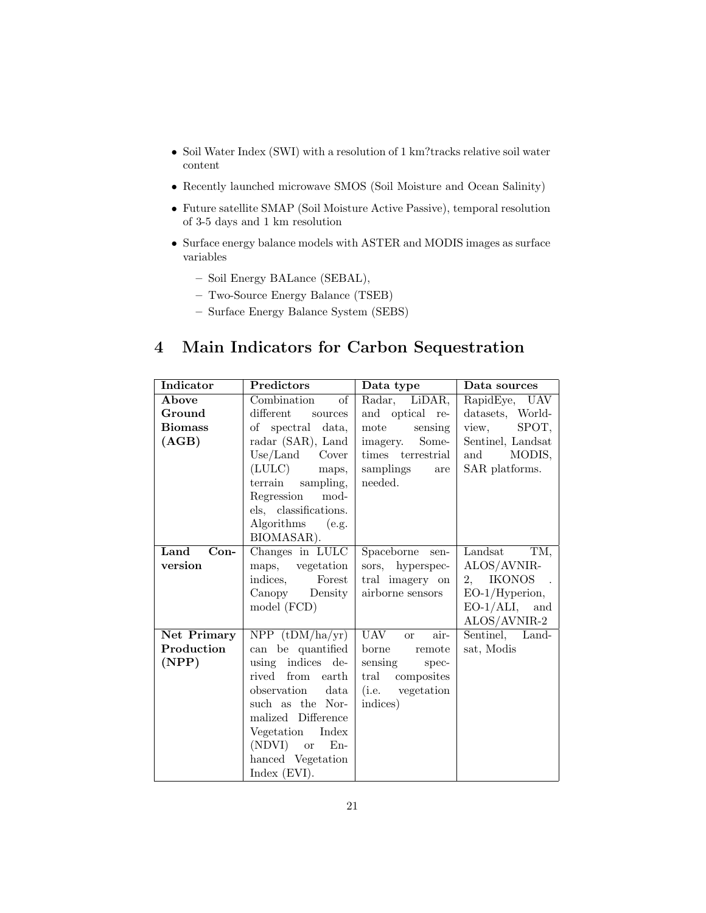- Soil Water Index (SWI) with a resolution of 1 km?tracks relative soil water content
- Recently launched microwave SMOS (Soil Moisture and Ocean Salinity)
- Future satellite SMAP (Soil Moisture Active Passive), temporal resolution of 3-5 days and 1 km resolution
- Surface energy balance models with ASTER and MODIS images as surface variables
  - Soil Energy BALance (SEBAL),
  - Two-Source Energy Balance (TSEB)
  - Surface Energy Balance System (SEBS)

# 4 Main Indicators for Carbon Sequestration

| Indicator | Predictors | Data type | Data sources |
|---|---|---|---|
| **Above Ground Biomass (AGB)** | Combination of different sources of spectral data, radar (SAR), Land Use/Land Cover (LULC) maps, terrain sampling, Regression models, classifications. Algorithms (e.g. BIOMASAR). | Radar, LiDAR, and optical remote sensing imagery. Sometimes terrestrial samplings are needed. | RapidEye, UAV datasets, Worldview, SPOT, Sentinel, Landsat and MODIS, SAR platforms. |
| **Land Conversion** | Changes in LULC maps, vegetation indices, Forest Canopy Density model (FCD) | Spaceborne sensors, hyperspectral imagery on airborne sensors | Landsat TM, ALOS/AVNIR-2, IKONOS . EO-1/Hyperion, EO-1/ALI, and ALOS/AVNIR-2 |
| **Net Primary Production (NPP)** | NPP (tDM/ha/yr) can be quantified using indices derived from earth observation data such as the Normalized Difference Vegetation Index (NDVI) or Enhanced Vegetation Index (EVI). | UAV or airborne remote sensing spectral composites (i.e. vegetation indices) | Sentinel, Landsat, Modis |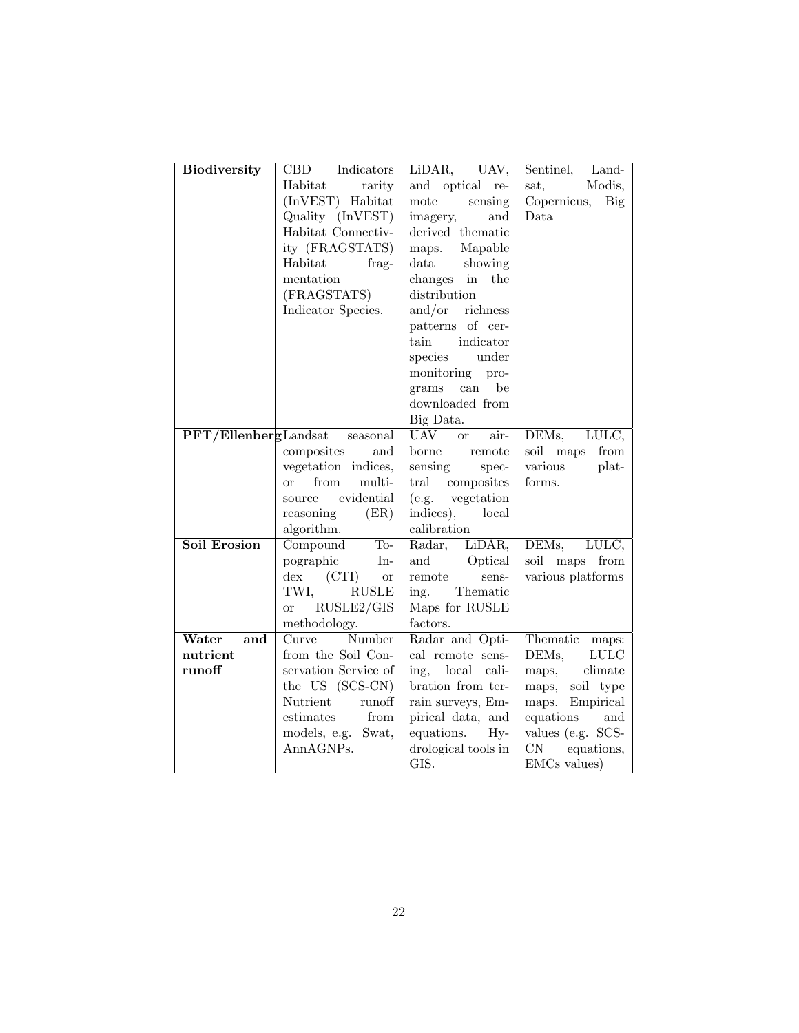| **Biodiversity** | CBD Indicators Habitat rarity (InVEST) Habitat Quality (InVEST) Habitat Connectivity (FRAGSTATS) Habitat fragmentation (FRAGSTATS) Indicator Species. | LiDAR, UAV, and optical remote sensing imagery, and derived thematic maps. Mapable data showing changes in the distribution and/or richness patterns of certain indicator species under monitoring programs can be downloaded from Big Data. | Sentinel, Landsat, Modis, Copernicus, Big Data |
|---|---|---|---|
| **PFT/Ellenberg** | Landsat seasonal composites and vegetation indices, or from multi-source evidential reasoning (ER) algorithm. | UAV or airborne remote sensing spectral composites (e.g. vegetation indices), local calibration | DEMs, LULC, soil maps from various platforms. |
| **Soil Erosion** | Compound Topographic Index (CTI) or TWI, RUSLE or RUSLE2/GIS methodology. | Radar, LiDAR, and Optical remote sensing. Thematic Maps for RUSLE factors. | DEMs, LULC, soil maps from various platforms |
| **Water and nutrient runoff** | Curve Number from the Soil Conservation Service of the US (SCS-CN) Nutrient runoff estimates from models, e.g. Swat, AnnAGNPs. | Radar and Optical remote sensing, local calibration from terrain surveys, Empirical data, and equations. Hydrological tools in GIS. | Thematic maps: DEMs, LULC maps, climate maps, soil type maps. Empirical equations and values (e.g. SCS-CN equations, EMCs values) |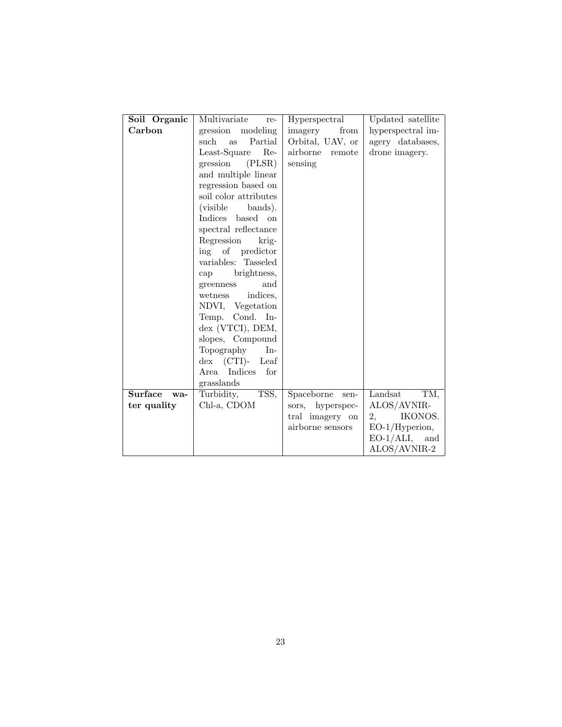| | | | |
|---|---|---|---|
| **Soil Organic Carbon** | Multivariate regression modeling such as Partial Least-Square Regression (PLSR) and multiple linear regression based on soil color attributes (visible bands). Indices based on spectral reflectance Regression kriging of predictor variables: Tasseled cap brightness, greenness and wetness indices, NDVI, Vegetation Temp. Cond. Index (VTCI), DEM, slopes, Compound Topography Index (CTI)- Leaf Area Indices for grasslands | Hyperspectral imagery from Orbital, UAV, or airborne remote sensing | Updated satellite hyperspectral imagery databases, drone imagery. |
| **Surface water quality** | Turbidity, TSS, Chl-a, CDOM | Spaceborne sensors, hyperspectral imagery on airborne sensors | Landsat TM, ALOS/AVNIR-2, IKONOS. EO-1/Hyperion, EO-1/ALI, and ALOS/AVNIR-2 |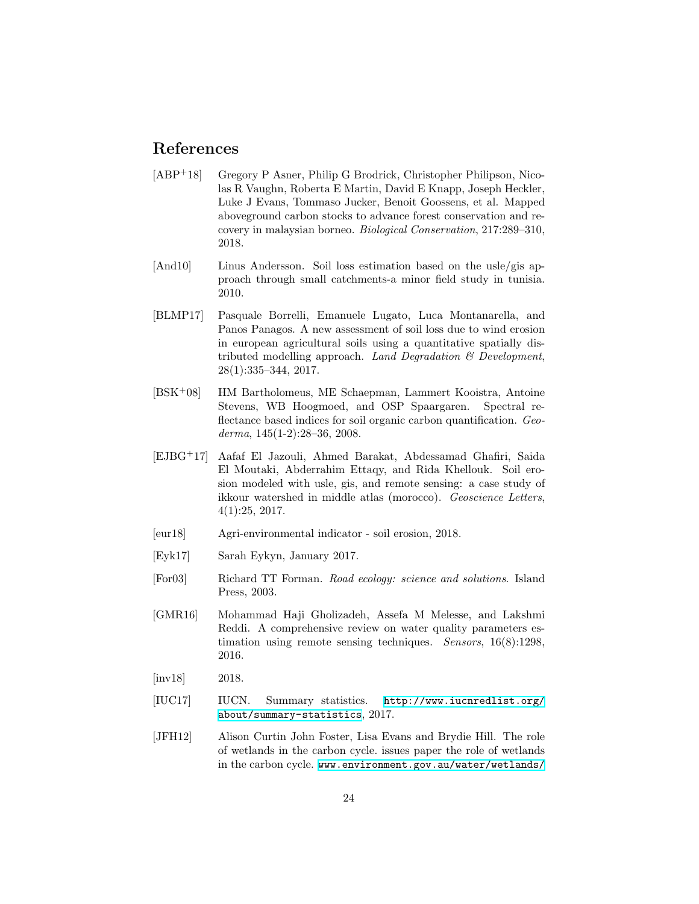## References

[ABP+18] Gregory P Asner, Philip G Brodrick, Christopher Philipson, Nicolas R Vaughn, Roberta E Martin, David E Knapp, Joseph Heckler, Luke J Evans, Tommaso Jucker, Benoit Goossens, et al. Mapped aboveground carbon stocks to advance forest conservation and recovery in malaysian borneo. *Biological Conservation*, 217:289–310, 2018.

[And10] Linus Andersson. Soil loss estimation based on the usle/gis approach through small catchments-a minor field study in tunisia. 2010.

[BLMP17] Pasquale Borrelli, Emanuele Lugato, Luca Montanarella, and Panos Panagos. A new assessment of soil loss due to wind erosion in european agricultural soils using a quantitative spatially distributed modelling approach. *Land Degradation & Development*, 28(1):335–344, 2017.

[BSK+08] HM Bartholomeus, ME Schaepman, Lammert Kooistra, Antoine Stevens, WB Hoogmoed, and OSP Spaargaren. Spectral reflectance based indices for soil organic carbon quantification. *Geoderma*, 145(1-2):28–36, 2008.

[EJBG+17] Aafaf El Jazouli, Ahmed Barakat, Abdessamad Ghafiri, Saida El Moutaki, Abderrahim Ettaqy, and Rida Khellouk. Soil erosion modeled with usle, gis, and remote sensing: a case study of ikkour watershed in middle atlas (morocco). *Geoscience Letters*, 4(1):25, 2017.

[eur18] Agri-environmental indicator - soil erosion, 2018.

[Eyk17] Sarah Eykyn, January 2017.

[For03] Richard TT Forman. *Road ecology: science and solutions*. Island Press, 2003.

[GMR16] Mohammad Haji Gholizadeh, Assefa M Melesse, and Lakshmi Reddi. A comprehensive review on water quality parameters estimation using remote sensing techniques. *Sensors*, 16(8):1298, 2016.

[inv18] 2018.

[IUC17] IUCN. Summary statistics. http://www.iucnredlist.org/about/summary-statistics, 2017.

[JFH12] Alison Curtin John Foster, Lisa Evans and Brydie Hill. The role of wetlands in the carbon cycle. issues paper the role of wetlands in the carbon cycle. www.environment.gov.au/water/wetlands/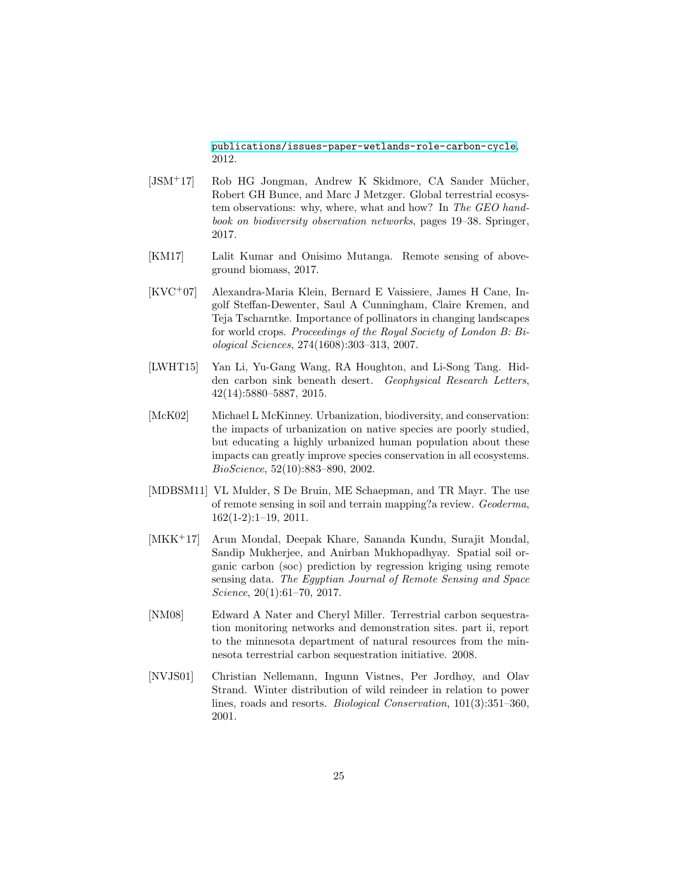publications/issues-paper-wetlands-role-carbon-cycle, 2012.

[JSM+17] Rob HG Jongman, Andrew K Skidmore, CA Sander Mücher, Robert GH Bunce, and Marc J Metzger. Global terrestrial ecosystem observations: why, where, what and how? In *The GEO handbook on biodiversity observation networks*, pages 19–38. Springer, 2017.

[KM17] Lalit Kumar and Onisimo Mutanga. Remote sensing of above-ground biomass, 2017.

[KVC+07] Alexandra-Maria Klein, Bernard E Vaissiere, James H Cane, Ingolf Steffan-Dewenter, Saul A Cunningham, Claire Kremen, and Teja Tscharntke. Importance of pollinators in changing landscapes for world crops. *Proceedings of the Royal Society of London B: Biological Sciences*, 274(1608):303–313, 2007.

[LWHT15] Yan Li, Yu-Gang Wang, RA Houghton, and Li-Song Tang. Hidden carbon sink beneath desert. *Geophysical Research Letters*, 42(14):5880–5887, 2015.

[McK02] Michael L McKinney. Urbanization, biodiversity, and conservation: the impacts of urbanization on native species are poorly studied, but educating a highly urbanized human population about these impacts can greatly improve species conservation in all ecosystems. *BioScience*, 52(10):883–890, 2002.

[MDBSM11] VL Mulder, S De Bruin, ME Schaepman, and TR Mayr. The use of remote sensing in soil and terrain mapping?a review. *Geoderma*, 162(1-2):1–19, 2011.

[MKK+17] Arun Mondal, Deepak Khare, Sananda Kundu, Surajit Mondal, Sandip Mukherjee, and Anirban Mukhopadhyay. Spatial soil organic carbon (soc) prediction by regression kriging using remote sensing data. *The Egyptian Journal of Remote Sensing and Space Science*, 20(1):61–70, 2017.

[NM08] Edward A Nater and Cheryl Miller. Terrestrial carbon sequestration monitoring networks and demonstration sites. part ii, report to the minnesota department of natural resources from the minnesota terrestrial carbon sequestration initiative. 2008.

[NVJS01] Christian Nellemann, Ingunn Vistnes, Per Jordhøy, and Olav Strand. Winter distribution of wild reindeer in relation to power lines, roads and resorts. *Biological Conservation*, 101(3):351–360, 2001.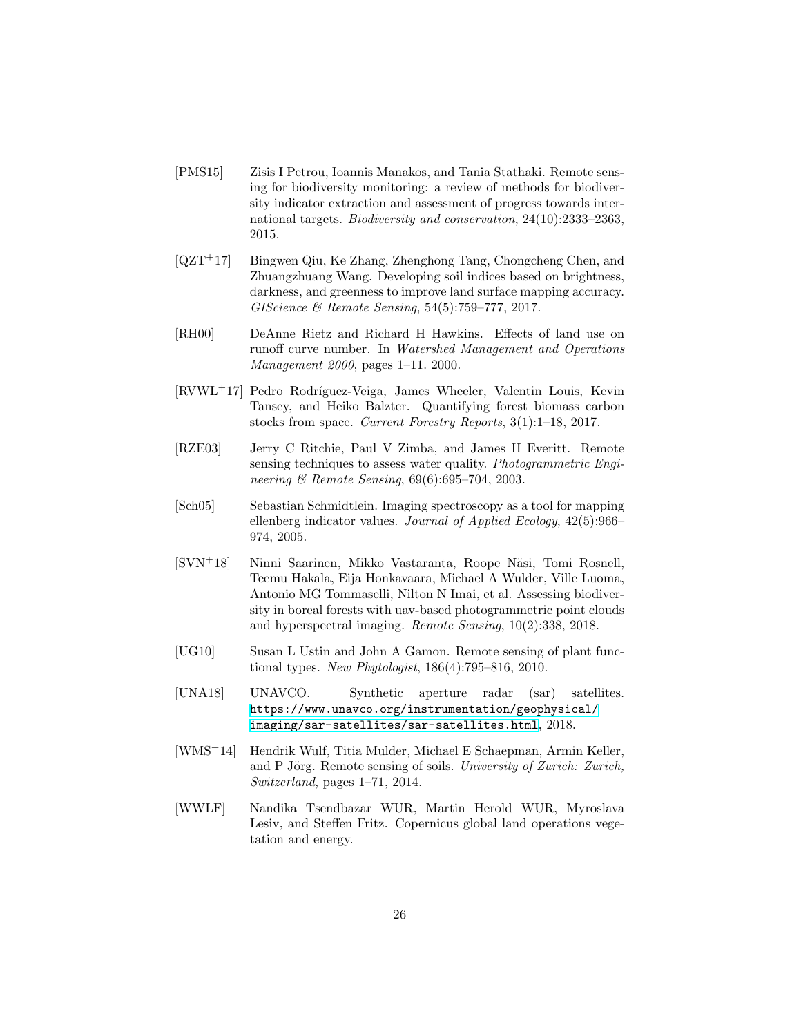[PMS15] Zisis I Petrou, Ioannis Manakos, and Tania Stathaki. Remote sensing for biodiversity monitoring: a review of methods for biodiversity indicator extraction and assessment of progress towards international targets. *Biodiversity and conservation*, 24(10):2333–2363, 2015.

[QZT+17] Bingwen Qiu, Ke Zhang, Zhenghong Tang, Chongcheng Chen, and Zhuangzhuang Wang. Developing soil indices based on brightness, darkness, and greenness to improve land surface mapping accuracy. *GIScience & Remote Sensing*, 54(5):759–777, 2017.

[RH00] DeAnne Rietz and Richard H Hawkins. Effects of land use on runoff curve number. In *Watershed Management and Operations Management 2000*, pages 1–11. 2000.

[RVWL+17] Pedro Rodríguez-Veiga, James Wheeler, Valentin Louis, Kevin Tansey, and Heiko Balzter. Quantifying forest biomass carbon stocks from space. *Current Forestry Reports*, 3(1):1–18, 2017.

[RZE03] Jerry C Ritchie, Paul V Zimba, and James H Everitt. Remote sensing techniques to assess water quality. *Photogrammetric Engineering & Remote Sensing*, 69(6):695–704, 2003.

[Sch05] Sebastian Schmidtlein. Imaging spectroscopy as a tool for mapping ellenberg indicator values. *Journal of Applied Ecology*, 42(5):966–974, 2005.

[SVN+18] Ninni Saarinen, Mikko Vastaranta, Roope Näsi, Tomi Rosnell, Teemu Hakala, Eija Honkavaara, Michael A Wulder, Ville Luoma, Antonio MG Tommaselli, Nilton N Imai, et al. Assessing biodiversity in boreal forests with uav-based photogrammetric point clouds and hyperspectral imaging. *Remote Sensing*, 10(2):338, 2018.

[UG10] Susan L Ustin and John A Gamon. Remote sensing of plant functional types. *New Phytologist*, 186(4):795–816, 2010.

[UNA18] UNAVCO. Synthetic aperture radar (sar) satellites. https://www.unavco.org/instrumentation/geophysical/imaging/sar-satellites/sar-satellites.html, 2018.

[WMS+14] Hendrik Wulf, Titia Mulder, Michael E Schaepman, Armin Keller, and P Jörg. Remote sensing of soils. *University of Zurich: Zurich, Switzerland*, pages 1–71, 2014.

[WWLF] Nandika Tsendbazar WUR, Martin Herold WUR, Myroslava Lesiv, and Steffen Fritz. Copernicus global land operations vegetation and energy.